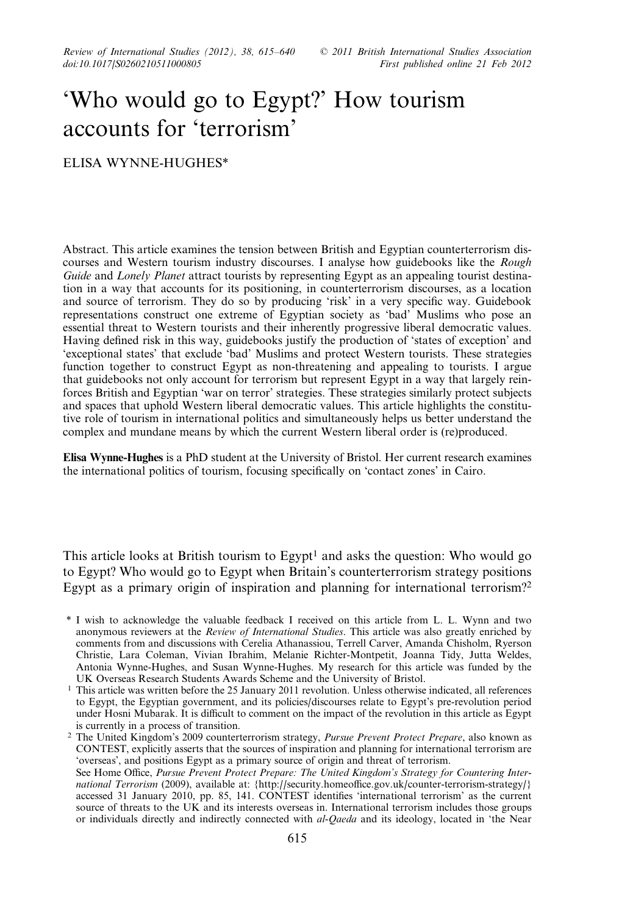# 'Who would go to Egypt?' How tourism accounts for 'terrorism'

ELISA WYNNE-HUGHES*

Abstract. This article examines the tension between British and Egyptian counterterrorism discourses and Western tourism industry discourses. I analyse how guidebooks like the *Rough Guide* and *Lonely Planet* attract tourists by representing Egypt as an appealing tourist destination in a way that accounts for its positioning, in counterterrorism discourses, as a location and source of terrorism. They do so by producing 'risk' in a very specific way. Guidebook representations construct one extreme of Egyptian society as 'bad' Muslims who pose an essential threat to Western tourists and their inherently progressive liberal democratic values. Having defined risk in this way, guidebooks justify the production of 'states of exception' and 'exceptional states' that exclude 'bad' Muslims and protect Western tourists. These strategies function together to construct Egypt as non-threatening and appealing to tourists. I argue that guidebooks not only account for terrorism but represent Egypt in a way that largely reinforces British and Egyptian 'war on terror' strategies. These strategies similarly protect subjects and spaces that uphold Western liberal democratic values. This article highlights the constitutive role of tourism in international politics and simultaneously helps us better understand the complex and mundane means by which the current Western liberal order is (re)produced.

**Elisa Wynne-Hughes** is a PhD student at the University of Bristol. Her current research examines the international politics of tourism, focusing specifically on 'contact zones' in Cairo.

This article looks at British tourism to Egypt[1] and asks the question: Who would go to Egypt? Who would go to Egypt when Britain's counterterrorism strategy positions Egypt as a primary origin of inspiration and planning for international terrorism?[2]

* I wish to acknowledge the valuable feedback I received on this article from L. L. Wynn and two anonymous reviewers at the *Review of International Studies*. This article was also greatly enriched by comments from and discussions with Cerelia Athanassiou, Terrell Carver, Amanda Chisholm, Ryerson Christie, Lara Coleman, Vivian Ibrahim, Melanie Richter-Montpetit, Joanna Tidy, Jutta Weldes, Antonia Wynne-Hughes, and Susan Wynne-Hughes. My research for this article was funded by the UK Overseas Research Students Awards Scheme and the University of Bristol.

[1] This article was written before the 25 January 2011 revolution. Unless otherwise indicated, all references to Egypt, the Egyptian government, and its policies/discourses relate to Egypt's pre-revolution period under Hosni Mubarak. It is difficult to comment on the impact of the revolution in this article as Egypt is currently in a process of transition.

[2] The United Kingdom's 2009 counterterrorism strategy, *Pursue Prevent Protect Prepare*, also known as CONTEST, explicitly asserts that the sources of inspiration and planning for international terrorism are 'overseas', and positions Egypt as a primary source of origin and threat of terrorism. See Home Office, *Pursue Prevent Protect Prepare: The United Kingdom's Strategy for Countering International Terrorism* (2009), available at: {http://security.homeoffice.gov.uk/counter-terrorism-strategy/} accessed 31 January 2010, pp. 85, 141. CONTEST identifies 'international terrorism' as the current source of threats to the UK and its interests overseas in. International terrorism includes those groups or individuals directly and indirectly connected with *al-Qaeda* and its ideology, located in 'the Near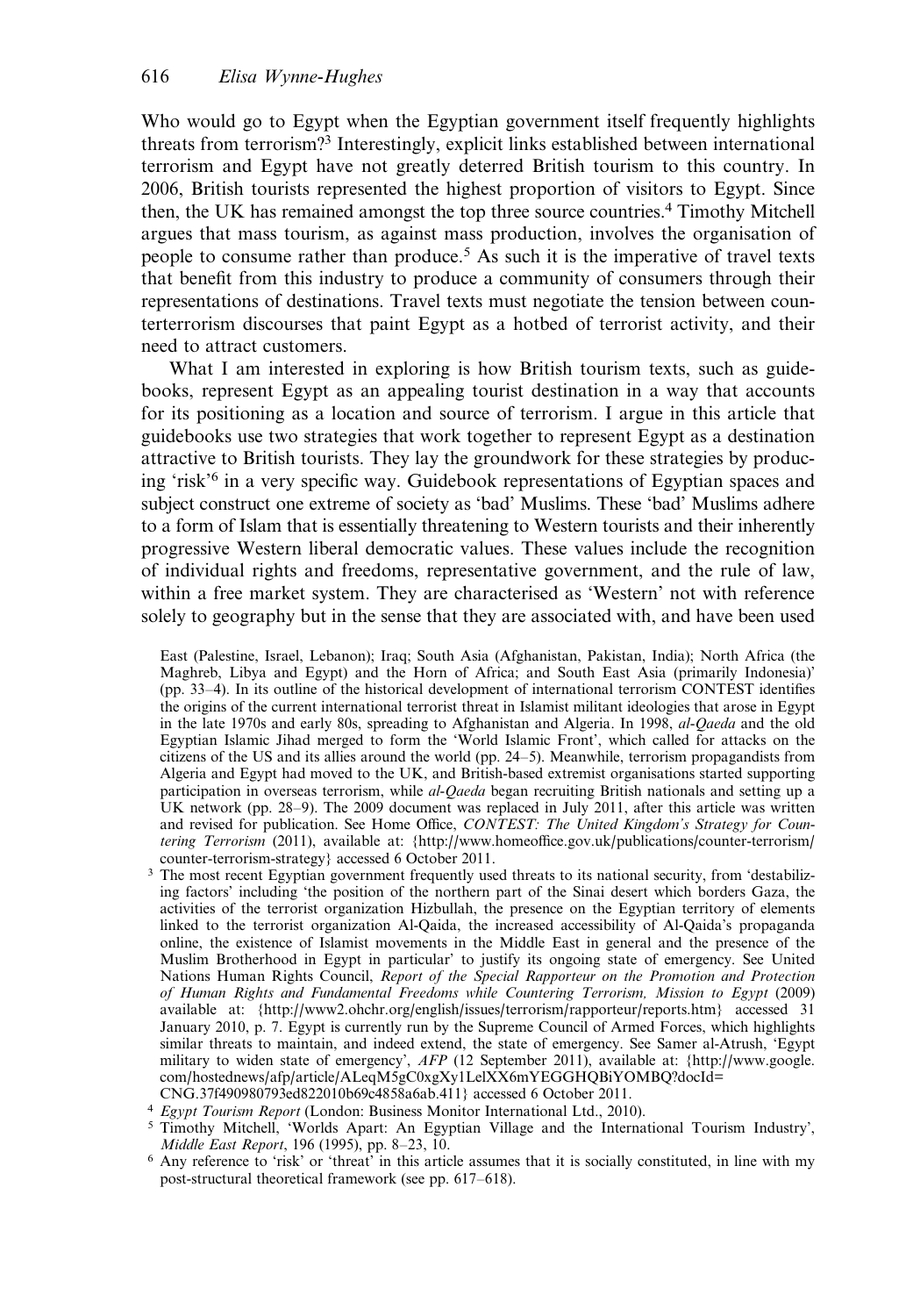Who would go to Egypt when the Egyptian government itself frequently highlights threats from terrorism?[3] Interestingly, explicit links established between international terrorism and Egypt have not greatly deterred British tourism to this country. In 2006, British tourists represented the highest proportion of visitors to Egypt. Since then, the UK has remained amongst the top three source countries.[4] Timothy Mitchell argues that mass tourism, as against mass production, involves the organisation of people to consume rather than produce.[5] As such it is the imperative of travel texts that benefit from this industry to produce a community of consumers through their representations of destinations. Travel texts must negotiate the tension between counterterrorism discourses that paint Egypt as a hotbed of terrorist activity, and their need to attract customers.

What I am interested in exploring is how British tourism texts, such as guidebooks, represent Egypt as an appealing tourist destination in a way that accounts for its positioning as a location and source of terrorism. I argue in this article that guidebooks use two strategies that work together to represent Egypt as a destination attractive to British tourists. They lay the groundwork for these strategies by producing 'risk'[6] in a very specific way. Guidebook representations of Egyptian spaces and subject construct one extreme of society as 'bad' Muslims. These 'bad' Muslims adhere to a form of Islam that is essentially threatening to Western tourists and their inherently progressive Western liberal democratic values. These values include the recognition of individual rights and freedoms, representative government, and the rule of law, within a free market system. They are characterised as 'Western' not with reference solely to geography but in the sense that they are associated with, and have been used

East (Palestine, Israel, Lebanon); Iraq; South Asia (Afghanistan, Pakistan, India); North Africa (the Maghreb, Libya and Egypt) and the Horn of Africa; and South East Asia (primarily Indonesia)' (pp. 33–4). In its outline of the historical development of international terrorism CONTEST identifies the origins of the current international terrorist threat in Islamist militant ideologies that arose in Egypt in the late 1970s and early 80s, spreading to Afghanistan and Algeria. In 1998, *al-Qaeda* and the old Egyptian Islamic Jihad merged to form the 'World Islamic Front', which called for attacks on the citizens of the US and its allies around the world (pp. 24–5). Meanwhile, terrorism propagandists from Algeria and Egypt had moved to the UK, and British-based extremist organisations started supporting participation in overseas terrorism, while *al-Qaeda* began recruiting British nationals and setting up a UK network (pp. 28–9). The 2009 document was replaced in July 2011, after this article was written and revised for publication. See Home Office, *CONTEST: The United Kingdom's Strategy for Countering Terrorism* (2011), available at: {http://www.homeoffice.gov.uk/publications/counter-terrorism/counter-terrorism-strategy} accessed 6 October 2011.

[3] The most recent Egyptian government frequently used threats to its national security, from 'destabilizing factors' including 'the position of the northern part of the Sinai desert which borders Gaza, the activities of the terrorist organization Hizbullah, the presence on the Egyptian territory of elements linked to the terrorist organization Al-Qaida, the increased accessibility of Al-Qaida's propaganda online, the existence of Islamist movements in the Middle East in general and the presence of the Muslim Brotherhood in Egypt in particular' to justify its ongoing state of emergency. See United Nations Human Rights Council, *Report of the Special Rapporteur on the Promotion and Protection of Human Rights and Fundamental Freedoms while Countering Terrorism, Mission to Egypt* (2009) available at: {http://www2.ohchr.org/english/issues/terrorism/rapporteur/reports.htm} accessed 31 January 2010, p. 7. Egypt is currently run by the Supreme Council of Armed Forces, which highlights similar threats to maintain, and indeed extend, the state of emergency. See Samer al-Atrush, 'Egypt military to widen state of emergency', *AFP* (12 September 2011), available at: {http://www.google.com/hostednews/afp/article/ALeqM5gC0xgXy1LelXX6mYEGGHQBiYOMBQ?docId=CNG.37f490980793ed822010b69c4858a6ab.411} accessed 6 October 2011.

[4] *Egypt Tourism Report* (London: Business Monitor International Ltd., 2010).

[5] Timothy Mitchell, 'Worlds Apart: An Egyptian Village and the International Tourism Industry', *Middle East Report*, 196 (1995), pp. 8–23, 10.

[6] Any reference to 'risk' or 'threat' in this article assumes that it is socially constituted, in line with my post-structural theoretical framework (see pp. 617–618).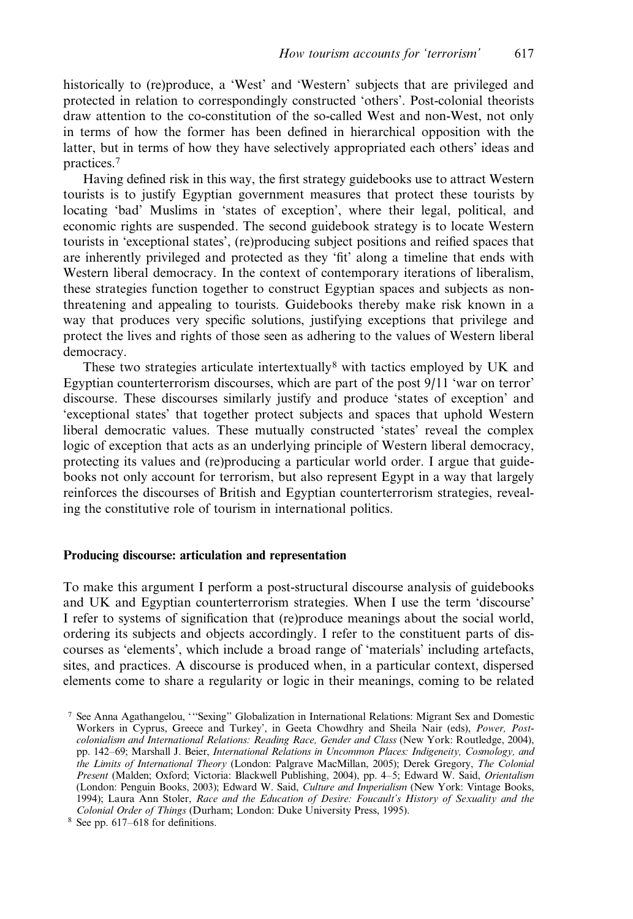historically to (re)produce, a 'West' and 'Western' subjects that are privileged and protected in relation to correspondingly constructed 'others'. Post-colonial theorists draw attention to the co-constitution of the so-called West and non-West, not only in terms of how the former has been defined in hierarchical opposition with the latter, but in terms of how they have selectively appropriated each others' ideas and practices.[7]

Having defined risk in this way, the first strategy guidebooks use to attract Western tourists is to justify Egyptian government measures that protect these tourists by locating 'bad' Muslims in 'states of exception', where their legal, political, and economic rights are suspended. The second guidebook strategy is to locate Western tourists in 'exceptional states', (re)producing subject positions and reified spaces that are inherently privileged and protected as they 'fit' along a timeline that ends with Western liberal democracy. In the context of contemporary iterations of liberalism, these strategies function together to construct Egyptian spaces and subjects as non-threatening and appealing to tourists. Guidebooks thereby make risk known in a way that produces very specific solutions, justifying exceptions that privilege and protect the lives and rights of those seen as adhering to the values of Western liberal democracy.

These two strategies articulate intertextually[8] with tactics employed by UK and Egyptian counterterrorism discourses, which are part of the post 9/11 'war on terror' discourse. These discourses similarly justify and produce 'states of exception' and 'exceptional states' that together protect subjects and spaces that uphold Western liberal democratic values. These mutually constructed 'states' reveal the complex logic of exception that acts as an underlying principle of Western liberal democracy, protecting its values and (re)producing a particular world order. I argue that guidebooks not only account for terrorism, but also represent Egypt in a way that largely reinforces the discourses of British and Egyptian counterterrorism strategies, revealing the constitutive role of tourism in international politics.

### Producing discourse: articulation and representation

To make this argument I perform a post-structural discourse analysis of guidebooks and UK and Egyptian counterterrorism strategies. When I use the term 'discourse' I refer to systems of signification that (re)produce meanings about the social world, ordering its subjects and objects accordingly. I refer to the constituent parts of discourses as 'elements', which include a broad range of 'materials' including artefacts, sites, and practices. A discourse is produced when, in a particular context, dispersed elements come to share a regularity or logic in their meanings, coming to be related

---

[7] See Anna Agathangelou, '"Sexing" Globalization in International Relations: Migrant Sex and Domestic Workers in Cyprus, Greece and Turkey', in Geeta Chowdhry and Sheila Nair (eds), *Power, Post-colonialism and International Relations: Reading Race, Gender and Class* (New York: Routledge, 2004), pp. 142–69; Marshall J. Beier, *International Relations in Uncommon Places: Indigeneity, Cosmology, and the Limits of International Theory* (London: Palgrave MacMillan, 2005); Derek Gregory, *The Colonial Present* (Malden; Oxford; Victoria: Blackwell Publishing, 2004), pp. 4–5; Edward W. Said, *Orientalism* (London: Penguin Books, 2003); Edward W. Said, *Culture and Imperialism* (New York: Vintage Books, 1994); Laura Ann Stoler, *Race and the Education of Desire: Foucault's History of Sexuality and the Colonial Order of Things* (Durham; London: Duke University Press, 1995).

[8] See pp. 617–618 for definitions.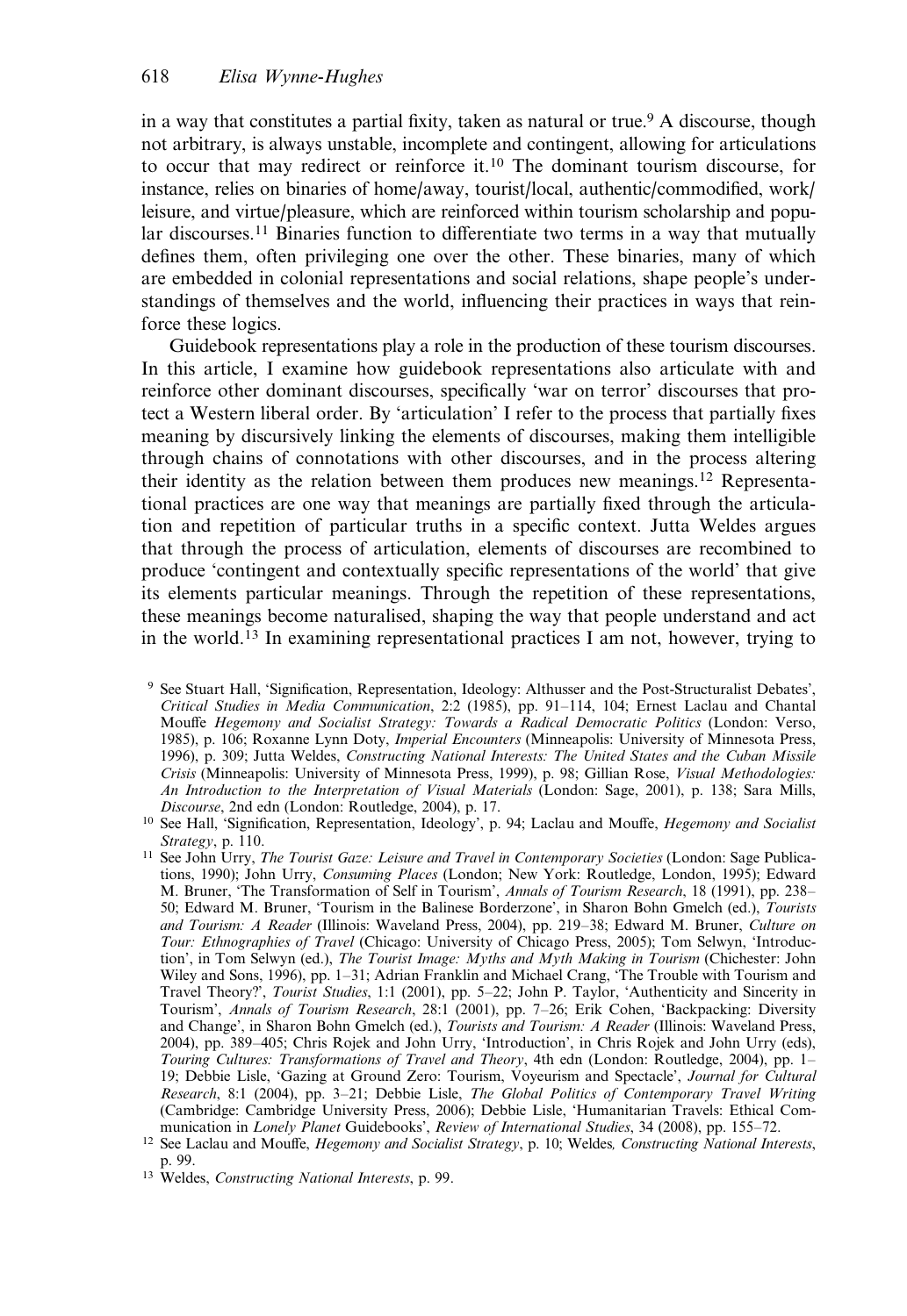in a way that constitutes a partial fixity, taken as natural or true.[9] A discourse, though not arbitrary, is always unstable, incomplete and contingent, allowing for articulations to occur that may redirect or reinforce it.[10] The dominant tourism discourse, for instance, relies on binaries of home/away, tourist/local, authentic/commodified, work/leisure, and virtue/pleasure, which are reinforced within tourism scholarship and popular discourses.[11] Binaries function to differentiate two terms in a way that mutually defines them, often privileging one over the other. These binaries, many of which are embedded in colonial representations and social relations, shape people's understandings of themselves and the world, influencing their practices in ways that reinforce these logics.

Guidebook representations play a role in the production of these tourism discourses. In this article, I examine how guidebook representations also articulate with and reinforce other dominant discourses, specifically 'war on terror' discourses that protect a Western liberal order. By 'articulation' I refer to the process that partially fixes meaning by discursively linking the elements of discourses, making them intelligible through chains of connotations with other discourses, and in the process altering their identity as the relation between them produces new meanings.[12] Representational practices are one way that meanings are partially fixed through the articulation and repetition of particular truths in a specific context. Jutta Weldes argues that through the process of articulation, elements of discourses are recombined to produce 'contingent and contextually specific representations of the world' that give its elements particular meanings. Through the repetition of these representations, these meanings become naturalised, shaping the way that people understand and act in the world.[13] In examining representational practices I am not, however, trying to

[9] See Stuart Hall, 'Signification, Representation, Ideology: Althusser and the Post-Structuralist Debates', *Critical Studies in Media Communication*, 2:2 (1985), pp. 91–114, 104; Ernest Laclau and Chantal Mouffe *Hegemony and Socialist Strategy: Towards a Radical Democratic Politics* (London: Verso, 1985), p. 106; Roxanne Lynn Doty, *Imperial Encounters* (Minneapolis: University of Minnesota Press, 1996), p. 309; Jutta Weldes, *Constructing National Interests: The United States and the Cuban Missile Crisis* (Minneapolis: University of Minnesota Press, 1999), p. 98; Gillian Rose, *Visual Methodologies: An Introduction to the Interpretation of Visual Materials* (London: Sage, 2001), p. 138; Sara Mills, *Discourse*, 2nd edn (London: Routledge, 2004), p. 17.

[10] See Hall, 'Signification, Representation, Ideology', p. 94; Laclau and Mouffe, *Hegemony and Socialist Strategy*, p. 110.

[11] See John Urry, *The Tourist Gaze: Leisure and Travel in Contemporary Societies* (London: Sage Publications, 1990); John Urry, *Consuming Places* (London; New York: Routledge, London, 1995); Edward M. Bruner, 'The Transformation of Self in Tourism', *Annals of Tourism Research*, 18 (1991), pp. 238–50; Edward M. Bruner, 'Tourism in the Balinese Borderzone', in Sharon Bohn Gmelch (ed.), *Tourists and Tourism: A Reader* (Illinois: Waveland Press, 2004), pp. 219–38; Edward M. Bruner, *Culture on Tour: Ethnographies of Travel* (Chicago: University of Chicago Press, 2005); Tom Selwyn, 'Introduction', in Tom Selwyn (ed.), *The Tourist Image: Myths and Myth Making in Tourism* (Chichester: John Wiley and Sons, 1996), pp. 1–31; Adrian Franklin and Michael Crang, 'The Trouble with Tourism and Travel Theory?', *Tourist Studies*, 1:1 (2001), pp. 5–22; John P. Taylor, 'Authenticity and Sincerity in Tourism', *Annals of Tourism Research*, 28:1 (2001), pp. 7–26; Erik Cohen, 'Backpacking: Diversity and Change', in Sharon Bohn Gmelch (ed.), *Tourists and Tourism: A Reader* (Illinois: Waveland Press, 2004), pp. 389–405; Chris Rojek and John Urry, 'Introduction', in Chris Rojek and John Urry (eds), *Touring Cultures: Transformations of Travel and Theory*, 4th edn (London: Routledge, 2004), pp. 1–19; Debbie Lisle, 'Gazing at Ground Zero: Tourism, Voyeurism and Spectacle', *Journal for Cultural Research*, 8:1 (2004), pp. 3–21; Debbie Lisle, *The Global Politics of Contemporary Travel Writing* (Cambridge: Cambridge University Press, 2006); Debbie Lisle, 'Humanitarian Travels: Ethical Communication in *Lonely Planet* Guidebooks', *Review of International Studies*, 34 (2008), pp. 155–72.

[12] See Laclau and Mouffe, *Hegemony and Socialist Strategy*, p. 10; Weldes*, Constructing National Interests*, p. 99.

[13] Weldes, *Constructing National Interests*, p. 99.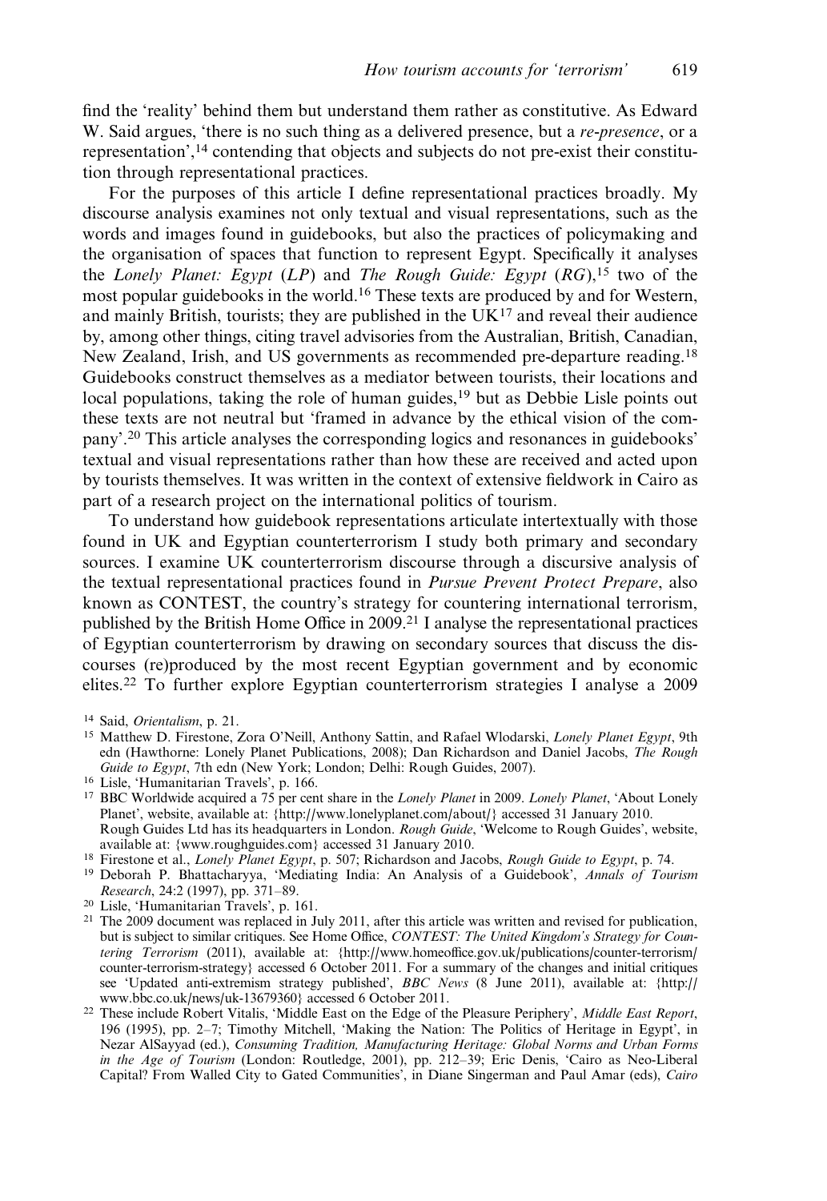find the 'reality' behind them but understand them rather as constitutive. As Edward W. Said argues, 'there is no such thing as a delivered presence, but a *re-presence*, or a representation',[14] contending that objects and subjects do not pre-exist their constitution through representational practices.

For the purposes of this article I define representational practices broadly. My discourse analysis examines not only textual and visual representations, such as the words and images found in guidebooks, but also the practices of policymaking and the organisation of spaces that function to represent Egypt. Specifically it analyses the *Lonely Planet: Egypt* (*LP*) and *The Rough Guide: Egypt* (*RG*),[15] two of the most popular guidebooks in the world.[16] These texts are produced by and for Western, and mainly British, tourists; they are published in the UK[17] and reveal their audience by, among other things, citing travel advisories from the Australian, British, Canadian, New Zealand, Irish, and US governments as recommended pre-departure reading.[18] Guidebooks construct themselves as a mediator between tourists, their locations and local populations, taking the role of human guides,[19] but as Debbie Lisle points out these texts are not neutral but 'framed in advance by the ethical vision of the company'.[20] This article analyses the corresponding logics and resonances in guidebooks' textual and visual representations rather than how these are received and acted upon by tourists themselves. It was written in the context of extensive fieldwork in Cairo as part of a research project on the international politics of tourism.

To understand how guidebook representations articulate intertextually with those found in UK and Egyptian counterterrorism I study both primary and secondary sources. I examine UK counterterrorism discourse through a discursive analysis of the textual representational practices found in *Pursue Prevent Protect Prepare*, also known as CONTEST, the country's strategy for countering international terrorism, published by the British Home Office in 2009.[21] I analyse the representational practices of Egyptian counterterrorism by drawing on secondary sources that discuss the discourses (re)produced by the most recent Egyptian government and by economic elites.[22] To further explore Egyptian counterterrorism strategies I analyse a 2009

[14] Said, *Orientalism*, p. 21.

[15] Matthew D. Firestone, Zora O'Neill, Anthony Sattin, and Rafael Wlodarski, *Lonely Planet Egypt*, 9th edn (Hawthorne: Lonely Planet Publications, 2008); Dan Richardson and Daniel Jacobs, *The Rough Guide to Egypt*, 7th edn (New York; London; Delhi: Rough Guides, 2007).

[16] Lisle, 'Humanitarian Travels', p. 166.

[17] BBC Worldwide acquired a 75 per cent share in the *Lonely Planet* in 2009. *Lonely Planet*, 'About Lonely Planet', website, available at: {http://www.lonelyplanet.com/about/} accessed 31 January 2010. Rough Guides Ltd has its headquarters in London. *Rough Guide*, 'Welcome to Rough Guides', website, available at: {www.roughguides.com} accessed 31 January 2010.

[18] Firestone et al., *Lonely Planet Egypt*, p. 507; Richardson and Jacobs, *Rough Guide to Egypt*, p. 74.

[19] Deborah P. Bhattacharyya, 'Mediating India: An Analysis of a Guidebook', *Annals of Tourism Research*, 24:2 (1997), pp. 371–89.

[20] Lisle, 'Humanitarian Travels', p. 161.

[21] The 2009 document was replaced in July 2011, after this article was written and revised for publication, but is subject to similar critiques. See Home Office, *CONTEST: The United Kingdom's Strategy for Countering Terrorism* (2011), available at: {http://www.homeoffice.gov.uk/publications/counter-terrorism/counter-terrorism-strategy} accessed 6 October 2011. For a summary of the changes and initial critiques see 'Updated anti-extremism strategy published', *BBC News* (8 June 2011), available at: {http://www.bbc.co.uk/news/uk-13679360} accessed 6 October 2011.

[22] These include Robert Vitalis, 'Middle East on the Edge of the Pleasure Periphery', *Middle East Report*, 196 (1995), pp. 2–7; Timothy Mitchell, 'Making the Nation: The Politics of Heritage in Egypt', in Nezar AlSayyad (ed.), *Consuming Tradition, Manufacturing Heritage: Global Norms and Urban Forms in the Age of Tourism* (London: Routledge, 2001), pp. 212–39; Eric Denis, 'Cairo as Neo-Liberal Capital? From Walled City to Gated Communities', in Diane Singerman and Paul Amar (eds), *Cairo*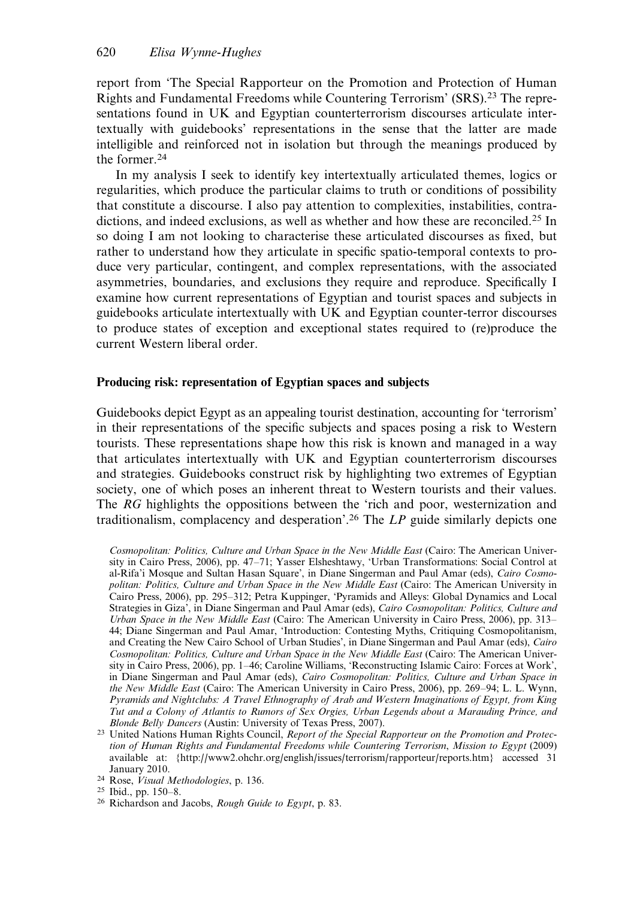report from 'The Special Rapporteur on the Promotion and Protection of Human Rights and Fundamental Freedoms while Countering Terrorism' (SRS).[23] The representations found in UK and Egyptian counterterrorism discourses articulate intertextually with guidebooks' representations in the sense that the latter are made intelligible and reinforced not in isolation but through the meanings produced by the former.[24]

In my analysis I seek to identify key intertextually articulated themes, logics or regularities, which produce the particular claims to truth or conditions of possibility that constitute a discourse. I also pay attention to complexities, instabilities, contradictions, and indeed exclusions, as well as whether and how these are reconciled.[25] In so doing I am not looking to characterise these articulated discourses as fixed, but rather to understand how they articulate in specific spatio-temporal contexts to produce very particular, contingent, and complex representations, with the associated asymmetries, boundaries, and exclusions they require and reproduce. Specifically I examine how current representations of Egyptian and tourist spaces and subjects in guidebooks articulate intertextually with UK and Egyptian counter-terror discourses to produce states of exception and exceptional states required to (re)produce the current Western liberal order.

**Producing risk: representation of Egyptian spaces and subjects**

Guidebooks depict Egypt as an appealing tourist destination, accounting for 'terrorism' in their representations of the specific subjects and spaces posing a risk to Western tourists. These representations shape how this risk is known and managed in a way that articulates intertextually with UK and Egyptian counterterrorism discourses and strategies. Guidebooks construct risk by highlighting two extremes of Egyptian society, one of which poses an inherent threat to Western tourists and their values. The *RG* highlights the oppositions between the 'rich and poor, westernization and traditionalism, complacency and desperation'.[26] The *LP* guide similarly depicts one

*Cosmopolitan: Politics, Culture and Urban Space in the New Middle East* (Cairo: The American University in Cairo Press, 2006), pp. 47–71; Yasser Elsheshtawy, 'Urban Transformations: Social Control at al-Rifa'i Mosque and Sultan Hasan Square', in Diane Singerman and Paul Amar (eds), *Cairo Cosmopolitan: Politics, Culture and Urban Space in the New Middle East* (Cairo: The American University in Cairo Press, 2006), pp. 295–312; Petra Kuppinger, 'Pyramids and Alleys: Global Dynamics and Local Strategies in Giza', in Diane Singerman and Paul Amar (eds), *Cairo Cosmopolitan: Politics, Culture and Urban Space in the New Middle East* (Cairo: The American University in Cairo Press, 2006), pp. 313–44; Diane Singerman and Paul Amar, 'Introduction: Contesting Myths, Critiquing Cosmopolitanism, and Creating the New Cairo School of Urban Studies', in Diane Singerman and Paul Amar (eds), *Cairo Cosmopolitan: Politics, Culture and Urban Space in the New Middle East* (Cairo: The American University in Cairo Press, 2006), pp. 1–46; Caroline Williams, 'Reconstructing Islamic Cairo: Forces at Work', in Diane Singerman and Paul Amar (eds), *Cairo Cosmopolitan: Politics, Culture and Urban Space in the New Middle East* (Cairo: The American University in Cairo Press, 2006), pp. 269–94; L. L. Wynn, *Pyramids and Nightclubs: A Travel Ethnography of Arab and Western Imaginations of Egypt, from King Tut and a Colony of Atlantis to Rumors of Sex Orgies, Urban Legends about a Marauding Prince, and Blonde Belly Dancers* (Austin: University of Texas Press, 2007).

[23] United Nations Human Rights Council, *Report of the Special Rapporteur on the Promotion and Protection of Human Rights and Fundamental Freedoms while Countering Terrorism, Mission to Egypt* (2009) available at: {http://www2.ohchr.org/english/issues/terrorism/rapporteur/reports.htm} accessed 31 January 2010.

[24] Rose, *Visual Methodologies*, p. 136.

[25] Ibid., pp. 150–8.

[26] Richardson and Jacobs, *Rough Guide to Egypt*, p. 83.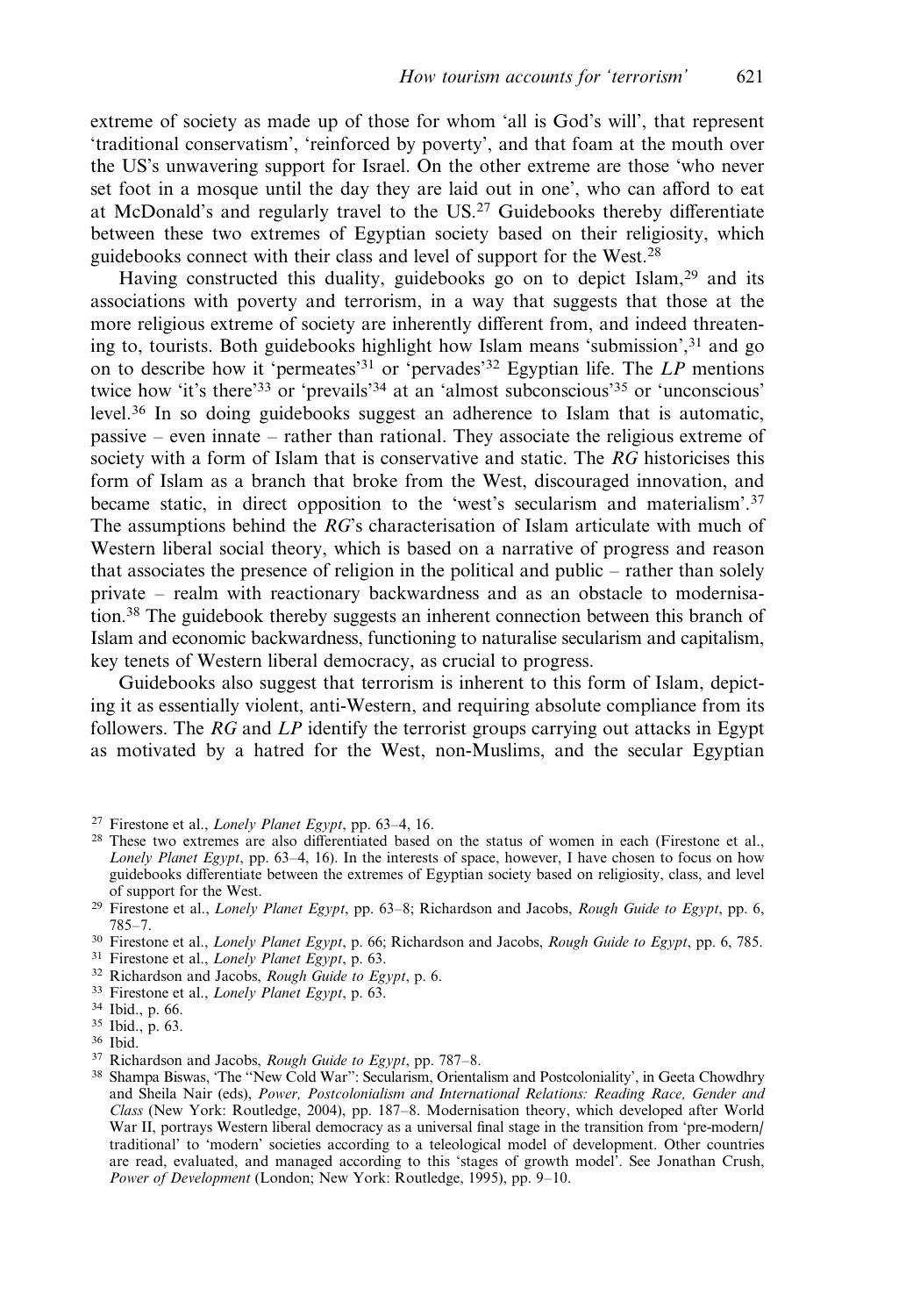extreme of society as made up of those for whom 'all is God's will', that represent 'traditional conservatism', 'reinforced by poverty', and that foam at the mouth over the US's unwavering support for Israel. On the other extreme are those 'who never set foot in a mosque until the day they are laid out in one', who can afford to eat at McDonald's and regularly travel to the US.[27] Guidebooks thereby differentiate between these two extremes of Egyptian society based on their religiosity, which guidebooks connect with their class and level of support for the West.[28]

Having constructed this duality, guidebooks go on to depict Islam,[29] and its associations with poverty and terrorism, in a way that suggests that those at the more religious extreme of society are inherently different from, and indeed threatening to, tourists. Both guidebooks highlight how Islam means 'submission',[31] and go on to describe how it 'permeates'[31] or 'pervades'[32] Egyptian life. The *LP* mentions twice how 'it's there'[33] or 'prevails'[34] at an 'almost subconscious'[35] or 'unconscious' level.[36] In so doing guidebooks suggest an adherence to Islam that is automatic, passive – even innate – rather than rational. They associate the religious extreme of society with a form of Islam that is conservative and static. The *RG* historicises this form of Islam as a branch that broke from the West, discouraged innovation, and became static, in direct opposition to the 'west's secularism and materialism'.[37] The assumptions behind the *RG*'s characterisation of Islam articulate with much of Western liberal social theory, which is based on a narrative of progress and reason that associates the presence of religion in the political and public – rather than solely private – realm with reactionary backwardness and as an obstacle to modernisation.[38] The guidebook thereby suggests an inherent connection between this branch of Islam and economic backwardness, functioning to naturalise secularism and capitalism, key tenets of Western liberal democracy, as crucial to progress.

Guidebooks also suggest that terrorism is inherent to this form of Islam, depicting it as essentially violent, anti-Western, and requiring absolute compliance from its followers. The *RG* and *LP* identify the terrorist groups carrying out attacks in Egypt as motivated by a hatred for the West, non-Muslims, and the secular Egyptian

---

[27] Firestone et al., *Lonely Planet Egypt*, pp. 63–4, 16.

[28] These two extremes are also differentiated based on the status of women in each (Firestone et al., *Lonely Planet Egypt*, pp. 63–4, 16). In the interests of space, however, I have chosen to focus on how guidebooks differentiate between the extremes of Egyptian society based on religiosity, class, and level of support for the West.

[29] Firestone et al., *Lonely Planet Egypt*, pp. 63–8; Richardson and Jacobs, *Rough Guide to Egypt*, pp. 6, 785–7.

[30] Firestone et al., *Lonely Planet Egypt*, p. 66; Richardson and Jacobs, *Rough Guide to Egypt*, pp. 6, 785.

[31] Firestone et al., *Lonely Planet Egypt*, p. 63.

[32] Richardson and Jacobs, *Rough Guide to Egypt*, p. 6.

[33] Firestone et al., *Lonely Planet Egypt*, p. 63.

[34] Ibid., p. 66.

[35] Ibid., p. 63.

[36] Ibid.

[37] Richardson and Jacobs, *Rough Guide to Egypt*, pp. 787–8.

[38] Shampa Biswas, 'The "New Cold War": Secularism, Orientalism and Postcoloniality', in Geeta Chowdhry and Sheila Nair (eds), *Power, Postcolonialism and International Relations: Reading Race, Gender and Class* (New York: Routledge, 2004), pp. 187–8. Modernisation theory, which developed after World War II, portrays Western liberal democracy as a universal final stage in the transition from 'pre-modern/traditional' to 'modern' societies according to a teleological model of development. Other countries are read, evaluated, and managed according to this 'stages of growth model'. See Jonathan Crush, *Power of Development* (London; New York: Routledge, 1995), pp. 9–10.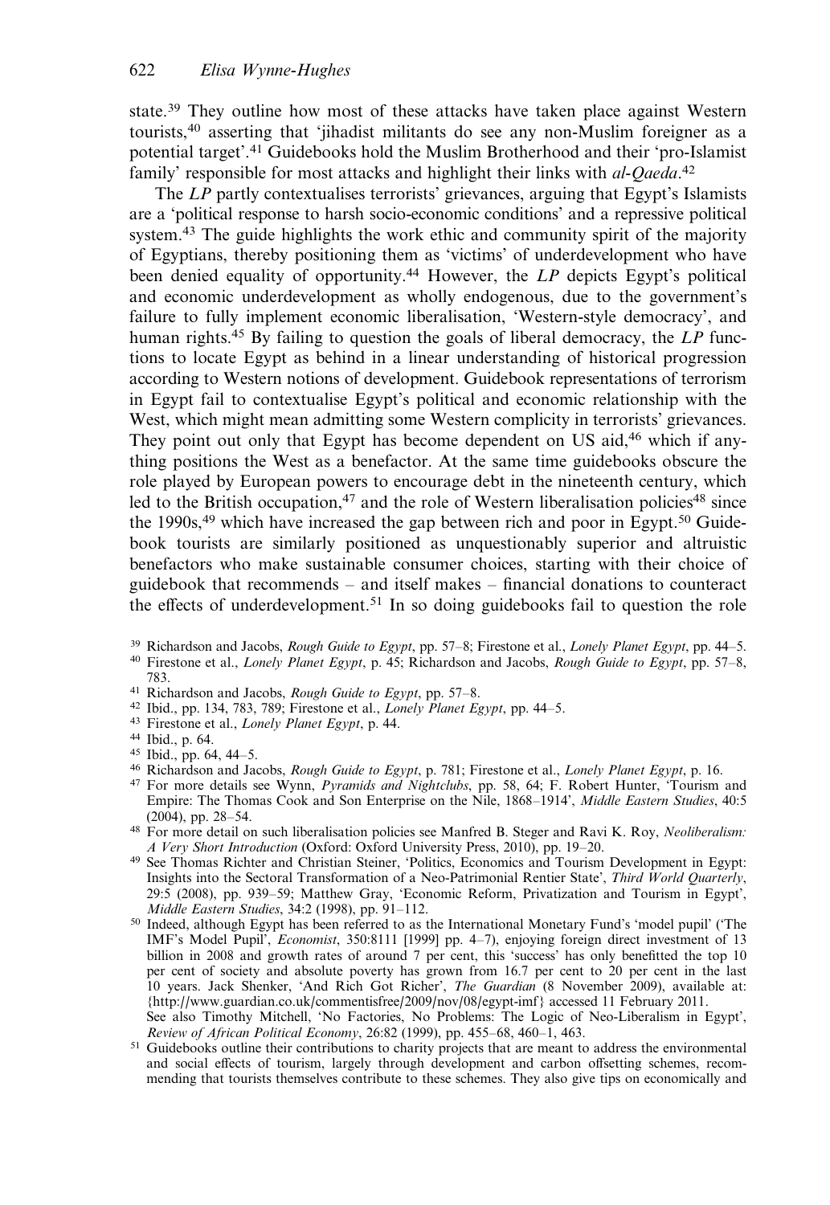state.[39] They outline how most of these attacks have taken place against Western tourists,[40] asserting that 'jihadist militants do see any non-Muslim foreigner as a potential target'.[41] Guidebooks hold the Muslim Brotherhood and their 'pro-Islamist family' responsible for most attacks and highlight their links with *al-Qaeda*.[42]

The *LP* partly contextualises terrorists' grievances, arguing that Egypt's Islamists are a 'political response to harsh socio-economic conditions' and a repressive political system.[43] The guide highlights the work ethic and community spirit of the majority of Egyptians, thereby positioning them as 'victims' of underdevelopment who have been denied equality of opportunity.[44] However, the *LP* depicts Egypt's political and economic underdevelopment as wholly endogenous, due to the government's failure to fully implement economic liberalisation, 'Western-style democracy', and human rights.[45] By failing to question the goals of liberal democracy, the *LP* functions to locate Egypt as behind in a linear understanding of historical progression according to Western notions of development. Guidebook representations of terrorism in Egypt fail to contextualise Egypt's political and economic relationship with the West, which might mean admitting some Western complicity in terrorists' grievances. They point out only that Egypt has become dependent on US aid,[46] which if anything positions the West as a benefactor. At the same time guidebooks obscure the role played by European powers to encourage debt in the nineteenth century, which led to the British occupation,[47] and the role of Western liberalisation policies[48] since the 1990s,[49] which have increased the gap between rich and poor in Egypt.[50] Guidebook tourists are similarly positioned as unquestionably superior and altruistic benefactors who make sustainable consumer choices, starting with their choice of guidebook that recommends – and itself makes – financial donations to counteract the effects of underdevelopment.[51] In so doing guidebooks fail to question the role

---

[39] Richardson and Jacobs, *Rough Guide to Egypt*, pp. 57–8; Firestone et al., *Lonely Planet Egypt*, pp. 44–5.

[40] Firestone et al., *Lonely Planet Egypt*, p. 45; Richardson and Jacobs, *Rough Guide to Egypt*, pp. 57–8, 783.

[41] Richardson and Jacobs, *Rough Guide to Egypt*, pp. 57–8.

[42] Ibid., pp. 134, 783, 789; Firestone et al., *Lonely Planet Egypt*, pp. 44–5.

[43] Firestone et al., *Lonely Planet Egypt*, p. 44.

[44] Ibid., p. 64.

[45] Ibid., pp. 64, 44–5.

[46] Richardson and Jacobs, *Rough Guide to Egypt*, p. 781; Firestone et al., *Lonely Planet Egypt*, p. 16.

[47] For more details see Wynn, *Pyramids and Nightclubs*, pp. 58, 64; F. Robert Hunter, 'Tourism and Empire: The Thomas Cook and Son Enterprise on the Nile, 1868–1914', *Middle Eastern Studies*, 40:5 (2004), pp. 28–54.

[48] For more detail on such liberalisation policies see Manfred B. Steger and Ravi K. Roy, *Neoliberalism: A Very Short Introduction* (Oxford: Oxford University Press, 2010), pp. 19–20.

[49] See Thomas Richter and Christian Steiner, 'Politics, Economics and Tourism Development in Egypt: Insights into the Sectoral Transformation of a Neo-Patrimonial Rentier State', *Third World Quarterly*, 29:5 (2008), pp. 939–59; Matthew Gray, 'Economic Reform, Privatization and Tourism in Egypt', *Middle Eastern Studies*, 34:2 (1998), pp. 91–112.

[50] Indeed, although Egypt has been referred to as the International Monetary Fund's 'model pupil' ('The IMF's Model Pupil', *Economist*, 350:8111 [1999] pp. 4–7), enjoying foreign direct investment of 13 billion in 2008 and growth rates of around 7 per cent, this 'success' has only benefitted the top 10 per cent of society and absolute poverty has grown from 16.7 per cent to 20 per cent in the last 10 years. Jack Shenker, 'And Rich Got Richer', *The Guardian* (8 November 2009), available at: {http://www.guardian.co.uk/commentisfree/2009/nov/08/egypt-imf} accessed 11 February 2011. See also Timothy Mitchell, 'No Factories, No Problems: The Logic of Neo-Liberalism in Egypt', *Review of African Political Economy*, 26:82 (1999), pp. 455–68, 460–1, 463.

[51] Guidebooks outline their contributions to charity projects that are meant to address the environmental and social effects of tourism, largely through development and carbon offsetting schemes, recommending that tourists themselves contribute to these schemes. They also give tips on economically and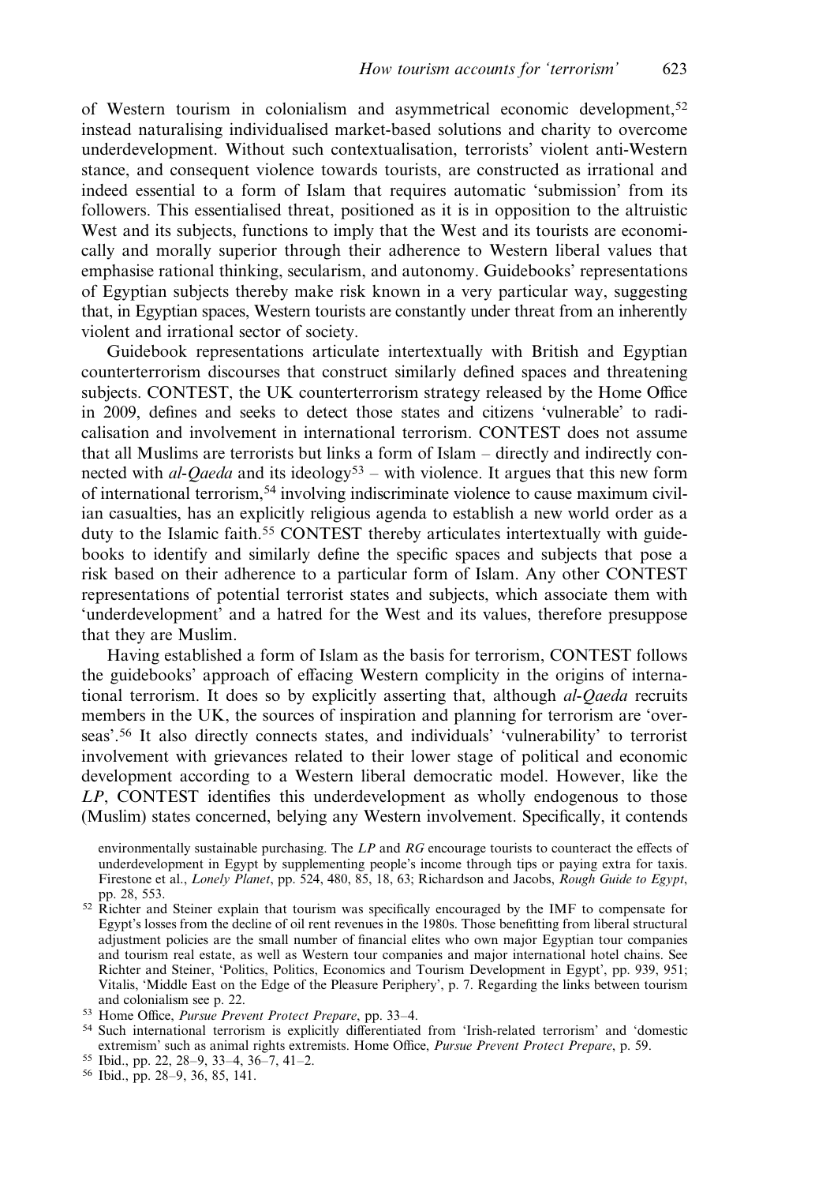of Western tourism in colonialism and asymmetrical economic development,[52] instead naturalising individualised market-based solutions and charity to overcome underdevelopment. Without such contextualisation, terrorists' violent anti-Western stance, and consequent violence towards tourists, are constructed as irrational and indeed essential to a form of Islam that requires automatic 'submission' from its followers. This essentialised threat, positioned as it is in opposition to the altruistic West and its subjects, functions to imply that the West and its tourists are economically and morally superior through their adherence to Western liberal values that emphasise rational thinking, secularism, and autonomy. Guidebooks' representations of Egyptian subjects thereby make risk known in a very particular way, suggesting that, in Egyptian spaces, Western tourists are constantly under threat from an inherently violent and irrational sector of society.

Guidebook representations articulate intertextually with British and Egyptian counterterrorism discourses that construct similarly defined spaces and threatening subjects. CONTEST, the UK counterterrorism strategy released by the Home Office in 2009, defines and seeks to detect those states and citizens 'vulnerable' to radicalisation and involvement in international terrorism. CONTEST does not assume that all Muslims are terrorists but links a form of Islam – directly and indirectly connected with *al-Qaeda* and its ideology[53] – with violence. It argues that this new form of international terrorism,[54] involving indiscriminate violence to cause maximum civilian casualties, has an explicitly religious agenda to establish a new world order as a duty to the Islamic faith.[55] CONTEST thereby articulates intertextually with guidebooks to identify and similarly define the specific spaces and subjects that pose a risk based on their adherence to a particular form of Islam. Any other CONTEST representations of potential terrorist states and subjects, which associate them with 'underdevelopment' and a hatred for the West and its values, therefore presuppose that they are Muslim.

Having established a form of Islam as the basis for terrorism, CONTEST follows the guidebooks' approach of effacing Western complicity in the origins of international terrorism. It does so by explicitly asserting that, although *al-Qaeda* recruits members in the UK, the sources of inspiration and planning for terrorism are 'overseas'.[56] It also directly connects states, and individuals' 'vulnerability' to terrorist involvement with grievances related to their lower stage of political and economic development according to a Western liberal democratic model. However, like the *LP*, CONTEST identifies this underdevelopment as wholly endogenous to those (Muslim) states concerned, belying any Western involvement. Specifically, it contends

environmentally sustainable purchasing. The *LP* and *RG* encourage tourists to counteract the effects of underdevelopment in Egypt by supplementing people's income through tips or paying extra for taxis. Firestone et al., *Lonely Planet*, pp. 524, 480, 85, 18, 63; Richardson and Jacobs, *Rough Guide to Egypt*, pp. 28, 553.

[52] Richter and Steiner explain that tourism was specifically encouraged by the IMF to compensate for Egypt's losses from the decline of oil rent revenues in the 1980s. Those benefitting from liberal structural adjustment policies are the small number of financial elites who own major Egyptian tour companies and tourism real estate, as well as Western tour companies and major international hotel chains. See Richter and Steiner, 'Politics, Politics, Economics and Tourism Development in Egypt', pp. 939, 951; Vitalis, 'Middle East on the Edge of the Pleasure Periphery', p. 7. Regarding the links between tourism and colonialism see p. 22.

[53] Home Office, *Pursue Prevent Protect Prepare*, pp. 33–4.

[54] Such international terrorism is explicitly differentiated from 'Irish-related terrorism' and 'domestic extremism' such as animal rights extremists. Home Office, *Pursue Prevent Protect Prepare*, p. 59.

[55] Ibid., pp. 22, 28–9, 33–4, 36–7, 41–2.

[56] Ibid., pp. 28–9, 36, 85, 141.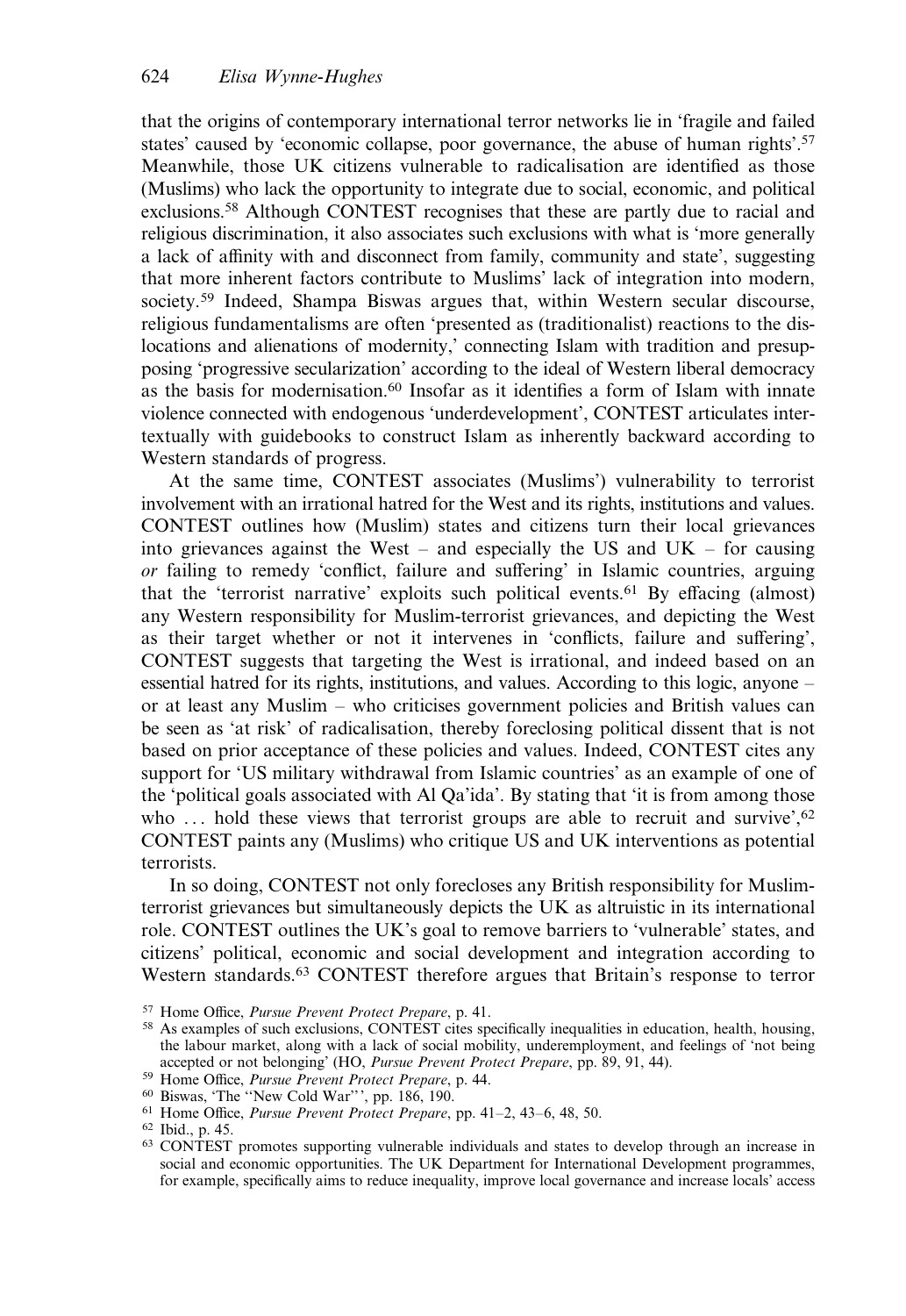that the origins of contemporary international terror networks lie in 'fragile and failed states' caused by 'economic collapse, poor governance, the abuse of human rights'.[57] Meanwhile, those UK citizens vulnerable to radicalisation are identified as those (Muslims) who lack the opportunity to integrate due to social, economic, and political exclusions.[58] Although CONTEST recognises that these are partly due to racial and religious discrimination, it also associates such exclusions with what is 'more generally a lack of affinity with and disconnect from family, community and state', suggesting that more inherent factors contribute to Muslims' lack of integration into modern, society.[59] Indeed, Shampa Biswas argues that, within Western secular discourse, religious fundamentalisms are often 'presented as (traditionalist) reactions to the dislocations and alienations of modernity,' connecting Islam with tradition and presupposing 'progressive secularization' according to the ideal of Western liberal democracy as the basis for modernisation.[60] Insofar as it identifies a form of Islam with innate violence connected with endogenous 'underdevelopment', CONTEST articulates intertextually with guidebooks to construct Islam as inherently backward according to Western standards of progress.

At the same time, CONTEST associates (Muslims') vulnerability to terrorist involvement with an irrational hatred for the West and its rights, institutions and values. CONTEST outlines how (Muslim) states and citizens turn their local grievances into grievances against the West – and especially the US and UK – for causing *or* failing to remedy 'conflict, failure and suffering' in Islamic countries, arguing that the 'terrorist narrative' exploits such political events.[61] By effacing (almost) any Western responsibility for Muslim-terrorist grievances, and depicting the West as their target whether or not it intervenes in 'conflicts, failure and suffering', CONTEST suggests that targeting the West is irrational, and indeed based on an essential hatred for its rights, institutions, and values. According to this logic, anyone – or at least any Muslim – who criticises government policies and British values can be seen as 'at risk' of radicalisation, thereby foreclosing political dissent that is not based on prior acceptance of these policies and values. Indeed, CONTEST cites any support for 'US military withdrawal from Islamic countries' as an example of one of the 'political goals associated with Al Qa'ida'. By stating that 'it is from among those who ... hold these views that terrorist groups are able to recruit and survive',[62] CONTEST paints any (Muslims) who critique US and UK interventions as potential terrorists.

In so doing, CONTEST not only forecloses any British responsibility for Muslim-terrorist grievances but simultaneously depicts the UK as altruistic in its international role. CONTEST outlines the UK's goal to remove barriers to 'vulnerable' states, and citizens' political, economic and social development and integration according to Western standards.[63] CONTEST therefore argues that Britain's response to terror

---

[57] Home Office, *Pursue Prevent Protect Prepare*, p. 41.

[58] As examples of such exclusions, CONTEST cites specifically inequalities in education, health, housing, the labour market, along with a lack of social mobility, underemployment, and feelings of 'not being accepted or not belonging' (HO, *Pursue Prevent Protect Prepare*, pp. 89, 91, 44).

[59] Home Office, *Pursue Prevent Protect Prepare*, p. 44.

[60] Biswas, 'The "New Cold War"', pp. 186, 190.

[61] Home Office, *Pursue Prevent Protect Prepare*, pp. 41–2, 43–6, 48, 50.

[62] Ibid., p. 45.

[63] CONTEST promotes supporting vulnerable individuals and states to develop through an increase in social and economic opportunities. The UK Department for International Development programmes, for example, specifically aims to reduce inequality, improve local governance and increase locals' access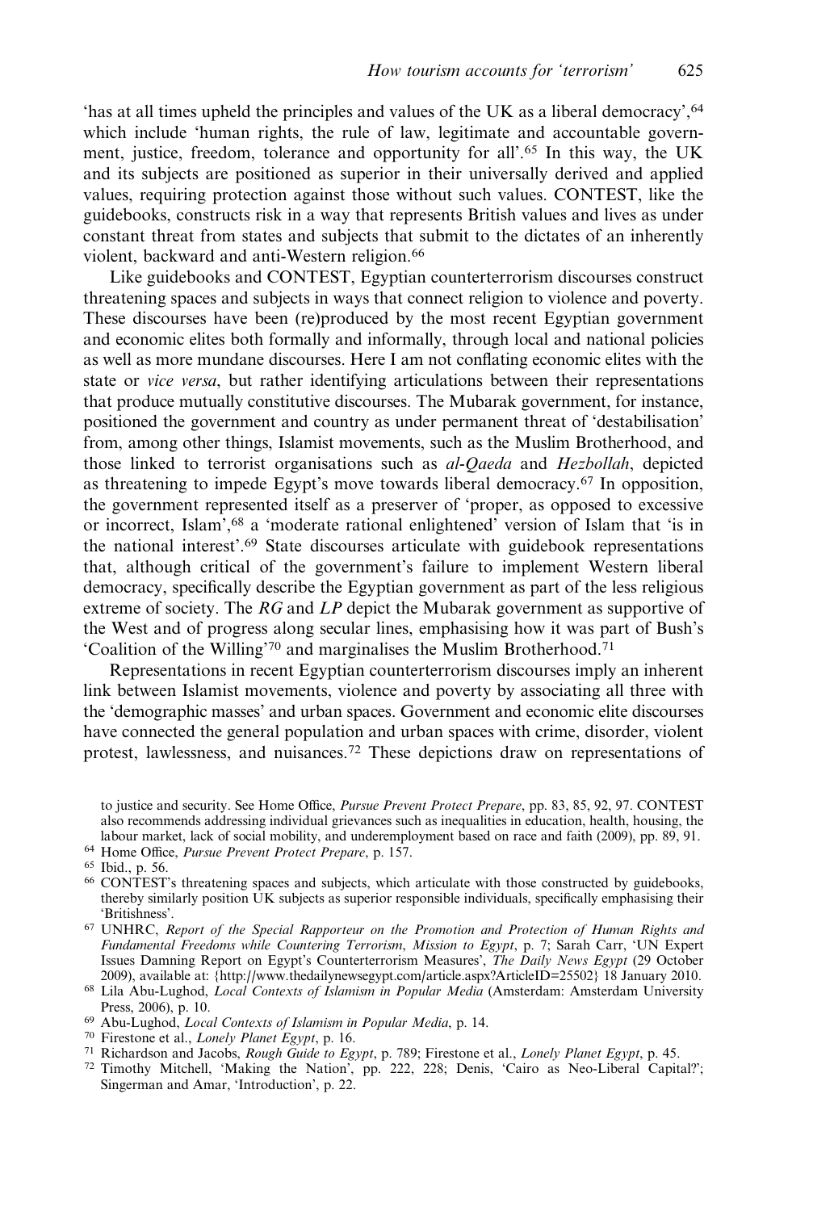'has at all times upheld the principles and values of the UK as a liberal democracy',[64] which include 'human rights, the rule of law, legitimate and accountable government, justice, freedom, tolerance and opportunity for all'.[65] In this way, the UK and its subjects are positioned as superior in their universally derived and applied values, requiring protection against those without such values. CONTEST, like the guidebooks, constructs risk in a way that represents British values and lives as under constant threat from states and subjects that submit to the dictates of an inherently violent, backward and anti-Western religion.[66]

Like guidebooks and CONTEST, Egyptian counterterrorism discourses construct threatening spaces and subjects in ways that connect religion to violence and poverty. These discourses have been (re)produced by the most recent Egyptian government and economic elites both formally and informally, through local and national policies as well as more mundane discourses. Here I am not conflating economic elites with the state or *vice versa*, but rather identifying articulations between their representations that produce mutually constitutive discourses. The Mubarak government, for instance, positioned the government and country as under permanent threat of 'destabilisation' from, among other things, Islamist movements, such as the Muslim Brotherhood, and those linked to terrorist organisations such as *al-Qaeda* and *Hezbollah*, depicted as threatening to impede Egypt's move towards liberal democracy.[67] In opposition, the government represented itself as a preserver of 'proper, as opposed to excessive or incorrect, Islam',[68] a 'moderate rational enlightened' version of Islam that 'is in the national interest'.[69] State discourses articulate with guidebook representations that, although critical of the government's failure to implement Western liberal democracy, specifically describe the Egyptian government as part of the less religious extreme of society. The *RG* and *LP* depict the Mubarak government as supportive of the West and of progress along secular lines, emphasising how it was part of Bush's 'Coalition of the Willing'[70] and marginalises the Muslim Brotherhood.[71]

Representations in recent Egyptian counterterrorism discourses imply an inherent link between Islamist movements, violence and poverty by associating all three with the 'demographic masses' and urban spaces. Government and economic elite discourses have connected the general population and urban spaces with crime, disorder, violent protest, lawlessness, and nuisances.[72] These depictions draw on representations of

to justice and security. See Home Office, *Pursue Prevent Protect Prepare*, pp. 83, 85, 92, 97. CONTEST also recommends addressing individual grievances such as inequalities in education, health, housing, the labour market, lack of social mobility, and underemployment based on race and faith (2009), pp. 89, 91.

[64] Home Office, *Pursue Prevent Protect Prepare*, p. 157.

[65] Ibid., p. 56.

[66] CONTEST's threatening spaces and subjects, which articulate with those constructed by guidebooks, thereby similarly position UK subjects as superior responsible individuals, specifically emphasising their 'Britishness'.

[67] UNHRC, *Report of the Special Rapporteur on the Promotion and Protection of Human Rights and Fundamental Freedoms while Countering Terrorism, Mission to Egypt*, p. 7; Sarah Carr, 'UN Expert Issues Damning Report on Egypt's Counterterrorism Measures', *The Daily News Egypt* (29 October 2009), available at: {http://www.thedailynewsegypt.com/article.aspx?ArticleID=25502} 18 January 2010.

[68] Lila Abu-Lughod, *Local Contexts of Islamism in Popular Media* (Amsterdam: Amsterdam University Press, 2006), p. 10.

[69] Abu-Lughod, *Local Contexts of Islamism in Popular Media*, p. 14.

[70] Firestone et al., *Lonely Planet Egypt*, p. 16.

[71] Richardson and Jacobs, *Rough Guide to Egypt*, p. 789; Firestone et al., *Lonely Planet Egypt*, p. 45.

[72] Timothy Mitchell, 'Making the Nation', pp. 222, 228; Denis, 'Cairo as Neo-Liberal Capital?'; Singerman and Amar, 'Introduction', p. 22.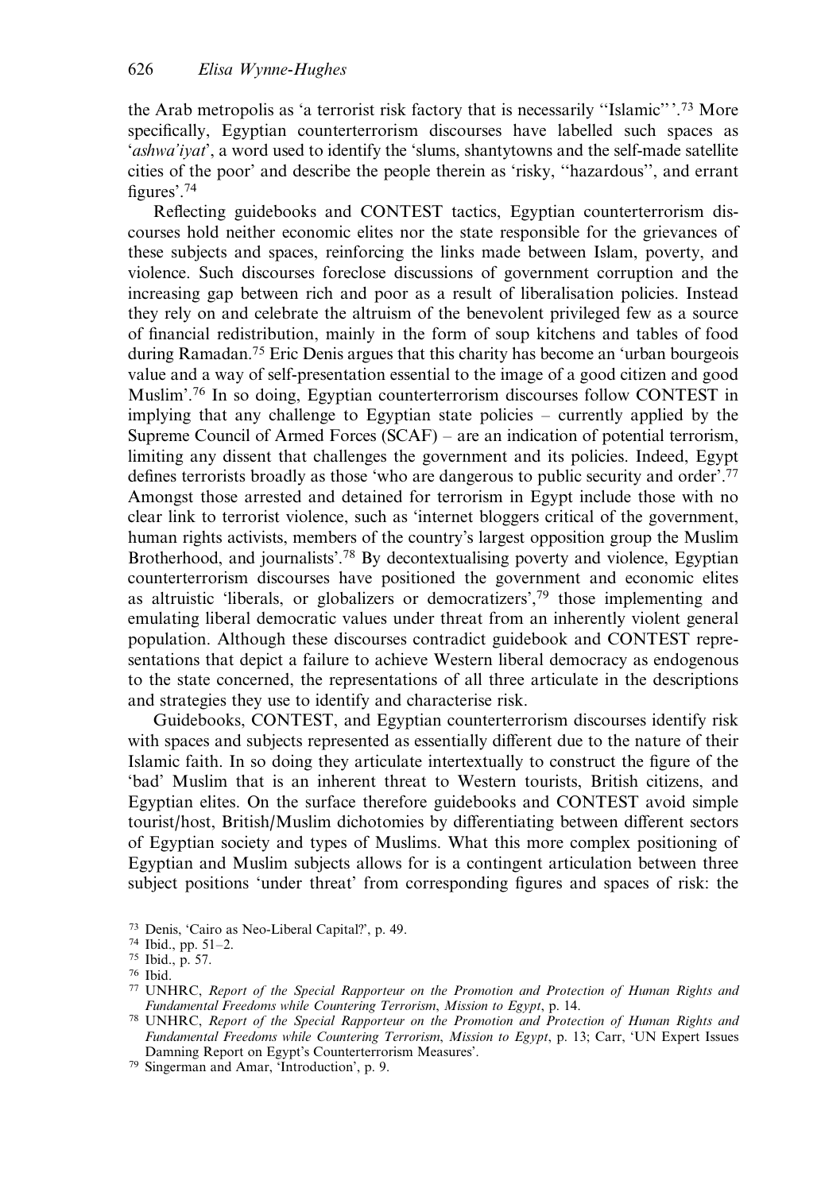the Arab metropolis as 'a terrorist risk factory that is necessarily "Islamic"'.[73] More specifically, Egyptian counterterrorism discourses have labelled such spaces as '*ashwa'iyat*', a word used to identify the 'slums, shantytowns and the self-made satellite cities of the poor' and describe the people therein as 'risky, "hazardous", and errant figures'.[74]

Reflecting guidebooks and CONTEST tactics, Egyptian counterterrorism discourses hold neither economic elites nor the state responsible for the grievances of these subjects and spaces, reinforcing the links made between Islam, poverty, and violence. Such discourses foreclose discussions of government corruption and the increasing gap between rich and poor as a result of liberalisation policies. Instead they rely on and celebrate the altruism of the benevolent privileged few as a source of financial redistribution, mainly in the form of soup kitchens and tables of food during Ramadan.[75] Eric Denis argues that this charity has become an 'urban bourgeois value and a way of self-presentation essential to the image of a good citizen and good Muslim'.[76] In so doing, Egyptian counterterrorism discourses follow CONTEST in implying that any challenge to Egyptian state policies – currently applied by the Supreme Council of Armed Forces (SCAF) – are an indication of potential terrorism, limiting any dissent that challenges the government and its policies. Indeed, Egypt defines terrorists broadly as those 'who are dangerous to public security and order'.[77] Amongst those arrested and detained for terrorism in Egypt include those with no clear link to terrorist violence, such as 'internet bloggers critical of the government, human rights activists, members of the country's largest opposition group the Muslim Brotherhood, and journalists'.[78] By decontextualising poverty and violence, Egyptian counterterrorism discourses have positioned the government and economic elites as altruistic 'liberals, or globalizers or democratizers',[79] those implementing and emulating liberal democratic values under threat from an inherently violent general population. Although these discourses contradict guidebook and CONTEST representations that depict a failure to achieve Western liberal democracy as endogenous to the state concerned, the representations of all three articulate in the descriptions and strategies they use to identify and characterise risk.

Guidebooks, CONTEST, and Egyptian counterterrorism discourses identify risk with spaces and subjects represented as essentially different due to the nature of their Islamic faith. In so doing they articulate intertextually to construct the figure of the 'bad' Muslim that is an inherent threat to Western tourists, British citizens, and Egyptian elites. On the surface therefore guidebooks and CONTEST avoid simple tourist/host, British/Muslim dichotomies by differentiating between different sectors of Egyptian society and types of Muslims. What this more complex positioning of Egyptian and Muslim subjects allows for is a contingent articulation between three subject positions 'under threat' from corresponding figures and spaces of risk: the

[73] Denis, 'Cairo as Neo-Liberal Capital?', p. 49.

[74] Ibid., pp. 51–2.

[75] Ibid., p. 57.

[76] Ibid.

[77] UNHRC, *Report of the Special Rapporteur on the Promotion and Protection of Human Rights and Fundamental Freedoms while Countering Terrorism*, *Mission to Egypt*, p. 14.

[78] UNHRC, *Report of the Special Rapporteur on the Promotion and Protection of Human Rights and Fundamental Freedoms while Countering Terrorism*, *Mission to Egypt*, p. 13; Carr, 'UN Expert Issues Damning Report on Egypt's Counterterrorism Measures'.

[79] Singerman and Amar, 'Introduction', p. 9.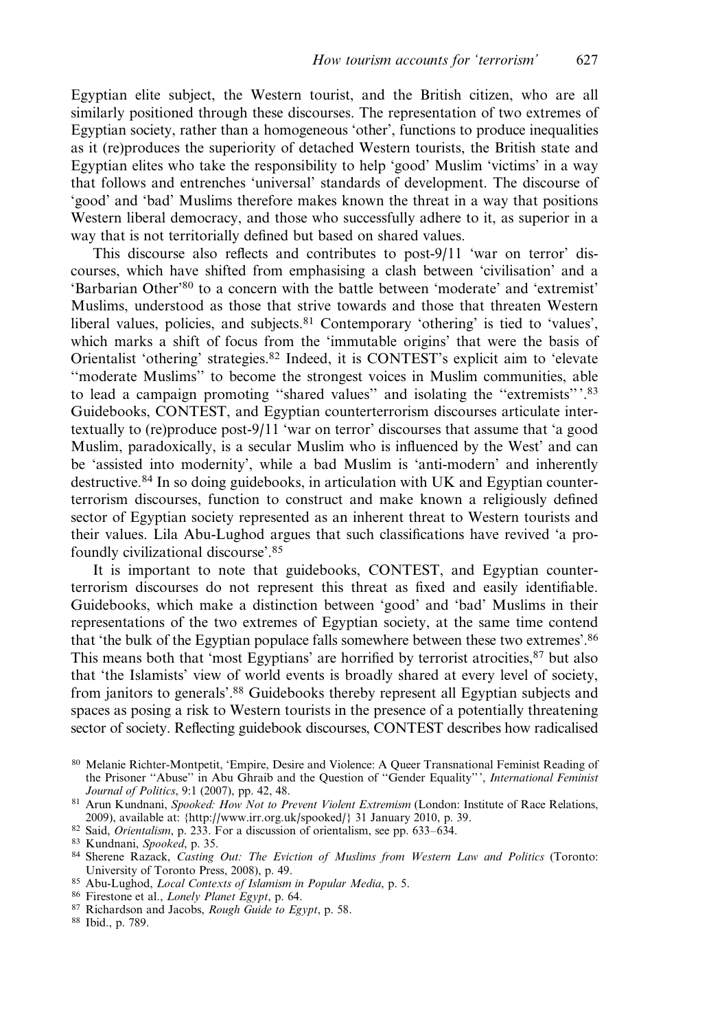Egyptian elite subject, the Western tourist, and the British citizen, who are all similarly positioned through these discourses. The representation of two extremes of Egyptian society, rather than a homogeneous 'other', functions to produce inequalities as it (re)produces the superiority of detached Western tourists, the British state and Egyptian elites who take the responsibility to help 'good' Muslim 'victims' in a way that follows and entrenches 'universal' standards of development. The discourse of 'good' and 'bad' Muslims therefore makes known the threat in a way that positions Western liberal democracy, and those who successfully adhere to it, as superior in a way that is not territorially defined but based on shared values.

This discourse also reflects and contributes to post-9/11 'war on terror' discourses, which have shifted from emphasising a clash between 'civilisation' and a 'Barbarian Other'[80] to a concern with the battle between 'moderate' and 'extremist' Muslims, understood as those that strive towards and those that threaten Western liberal values, policies, and subjects.[81] Contemporary 'othering' is tied to 'values', which marks a shift of focus from the 'immutable origins' that were the basis of Orientalist 'othering' strategies.[82] Indeed, it is CONTEST's explicit aim to 'elevate "moderate Muslims" to become the strongest voices in Muslim communities, able to lead a campaign promoting "shared values" and isolating the "extremists"'.[83] Guidebooks, CONTEST, and Egyptian counterterrorism discourses articulate intertextually to (re)produce post-9/11 'war on terror' discourses that assume that 'a good Muslim, paradoxically, is a secular Muslim who is influenced by the West' and can be 'assisted into modernity', while a bad Muslim is 'anti-modern' and inherently destructive.[84] In so doing guidebooks, in articulation with UK and Egyptian counterterrorism discourses, function to construct and make known a religiously defined sector of Egyptian society represented as an inherent threat to Western tourists and their values. Lila Abu-Lughod argues that such classifications have revived 'a profoundly civilizational discourse'.[85]

It is important to note that guidebooks, CONTEST, and Egyptian counterterrorism discourses do not represent this threat as fixed and easily identifiable. Guidebooks, which make a distinction between 'good' and 'bad' Muslims in their representations of the two extremes of Egyptian society, at the same time contend that 'the bulk of the Egyptian populace falls somewhere between these two extremes'.[86] This means both that 'most Egyptians' are horrified by terrorist atrocities,[87] but also that 'the Islamists' view of world events is broadly shared at every level of society, from janitors to generals'.[88] Guidebooks thereby represent all Egyptian subjects and spaces as posing a risk to Western tourists in the presence of a potentially threatening sector of society. Reflecting guidebook discourses, CONTEST describes how radicalised

---

[80] Melanie Richter-Montpetit, 'Empire, Desire and Violence: A Queer Transnational Feminist Reading of the Prisoner "Abuse" in Abu Ghraib and the Question of "Gender Equality"', *International Feminist Journal of Politics*, 9:1 (2007), pp. 42, 48.

[81] Arun Kundnani, *Spooked: How Not to Prevent Violent Extremism* (London: Institute of Race Relations, 2009), available at: {http://www.irr.org.uk/spooked/} 31 January 2010, p. 39.

[82] Said, *Orientalism*, p. 233. For a discussion of orientalism, see pp. 633–634.

[83] Kundnani, *Spooked*, p. 35.

[84] Sherene Razack, *Casting Out: The Eviction of Muslims from Western Law and Politics* (Toronto: University of Toronto Press, 2008), p. 49.

[85] Abu-Lughod, *Local Contexts of Islamism in Popular Media*, p. 5.

[86] Firestone et al., *Lonely Planet Egypt*, p. 64.

[87] Richardson and Jacobs, *Rough Guide to Egypt*, p. 58.

[88] Ibid., p. 789.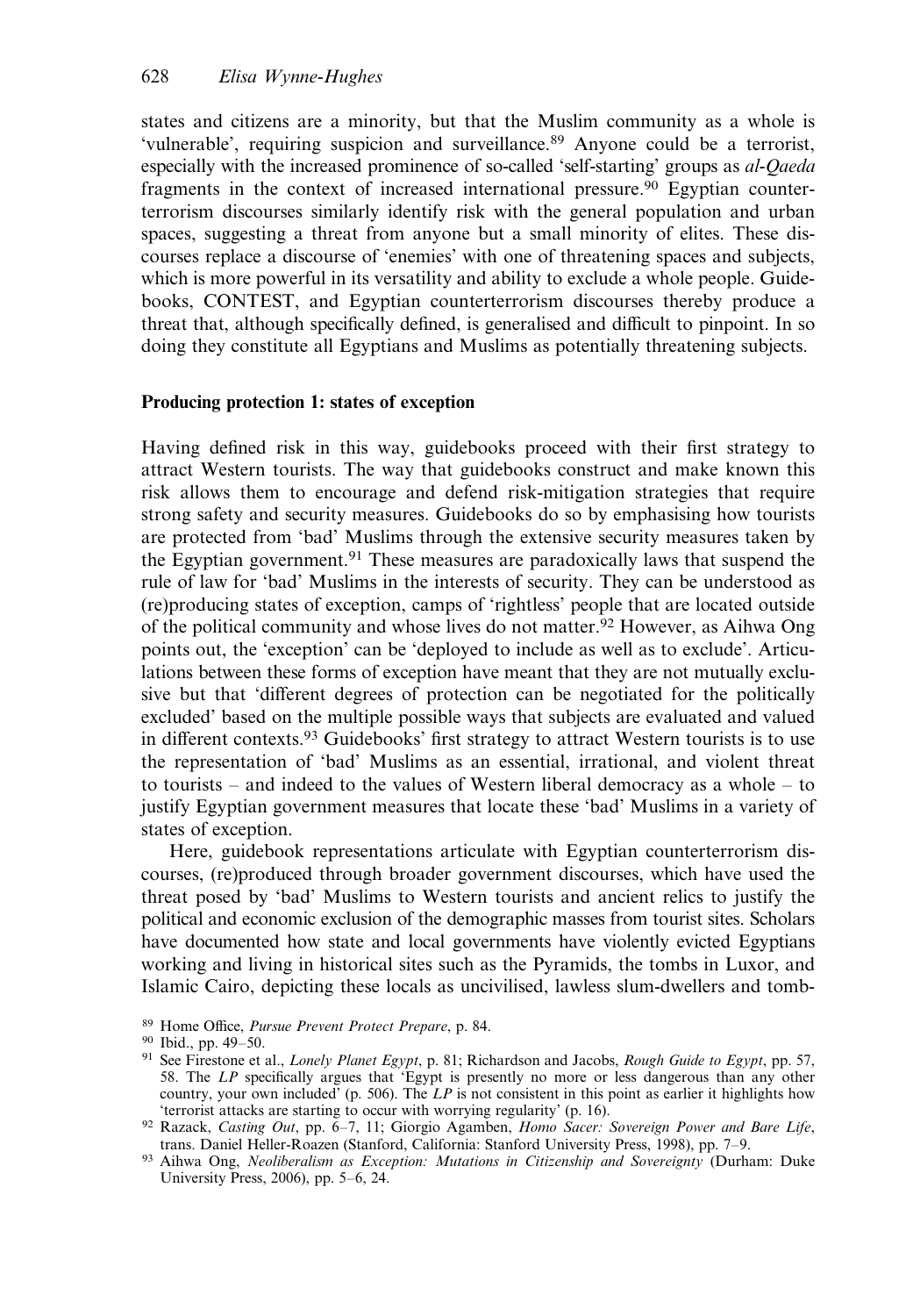states and citizens are a minority, but that the Muslim community as a whole is 'vulnerable', requiring suspicion and surveillance.[89] Anyone could be a terrorist, especially with the increased prominence of so-called 'self-starting' groups as *al-Qaeda* fragments in the context of increased international pressure.[90] Egyptian counterterrorism discourses similarly identify risk with the general population and urban spaces, suggesting a threat from anyone but a small minority of elites. These discourses replace a discourse of 'enemies' with one of threatening spaces and subjects, which is more powerful in its versatility and ability to exclude a whole people. Guidebooks, CONTEST, and Egyptian counterterrorism discourses thereby produce a threat that, although specifically defined, is generalised and difficult to pinpoint. In so doing they constitute all Egyptians and Muslims as potentially threatening subjects.

## Producing protection 1: states of exception

Having defined risk in this way, guidebooks proceed with their first strategy to attract Western tourists. The way that guidebooks construct and make known this risk allows them to encourage and defend risk-mitigation strategies that require strong safety and security measures. Guidebooks do so by emphasising how tourists are protected from 'bad' Muslims through the extensive security measures taken by the Egyptian government.[91] These measures are paradoxically laws that suspend the rule of law for 'bad' Muslims in the interests of security. They can be understood as (re)producing states of exception, camps of 'rightless' people that are located outside of the political community and whose lives do not matter.[92] However, as Aihwa Ong points out, the 'exception' can be 'deployed to include as well as to exclude'. Articulations between these forms of exception have meant that they are not mutually exclusive but that 'different degrees of protection can be negotiated for the politically excluded' based on the multiple possible ways that subjects are evaluated and valued in different contexts.[93] Guidebooks' first strategy to attract Western tourists is to use the representation of 'bad' Muslims as an essential, irrational, and violent threat to tourists – and indeed to the values of Western liberal democracy as a whole – to justify Egyptian government measures that locate these 'bad' Muslims in a variety of states of exception.

Here, guidebook representations articulate with Egyptian counterterrorism discourses, (re)produced through broader government discourses, which have used the threat posed by 'bad' Muslims to Western tourists and ancient relics to justify the political and economic exclusion of the demographic masses from tourist sites. Scholars have documented how state and local governments have violently evicted Egyptians working and living in historical sites such as the Pyramids, the tombs in Luxor, and Islamic Cairo, depicting these locals as uncivilised, lawless slum-dwellers and tomb-

---

[89] Home Office, *Pursue Prevent Protect Prepare*, p. 84.

[90] Ibid., pp. 49–50.

[91] See Firestone et al., *Lonely Planet Egypt*, p. 81; Richardson and Jacobs, *Rough Guide to Egypt*, pp. 57, 58. The *LP* specifically argues that 'Egypt is presently no more or less dangerous than any other country, your own included' (p. 506). The *LP* is not consistent in this point as earlier it highlights how 'terrorist attacks are starting to occur with worrying regularity' (p. 16).

[92] Razack, *Casting Out*, pp. 6–7, 11; Giorgio Agamben, *Homo Sacer: Sovereign Power and Bare Life*, trans. Daniel Heller-Roazen (Stanford, California: Stanford University Press, 1998), pp. 7–9.

[93] Aihwa Ong, *Neoliberalism as Exception: Mutations in Citizenship and Sovereignty* (Durham: Duke University Press, 2006), pp. 5–6, 24.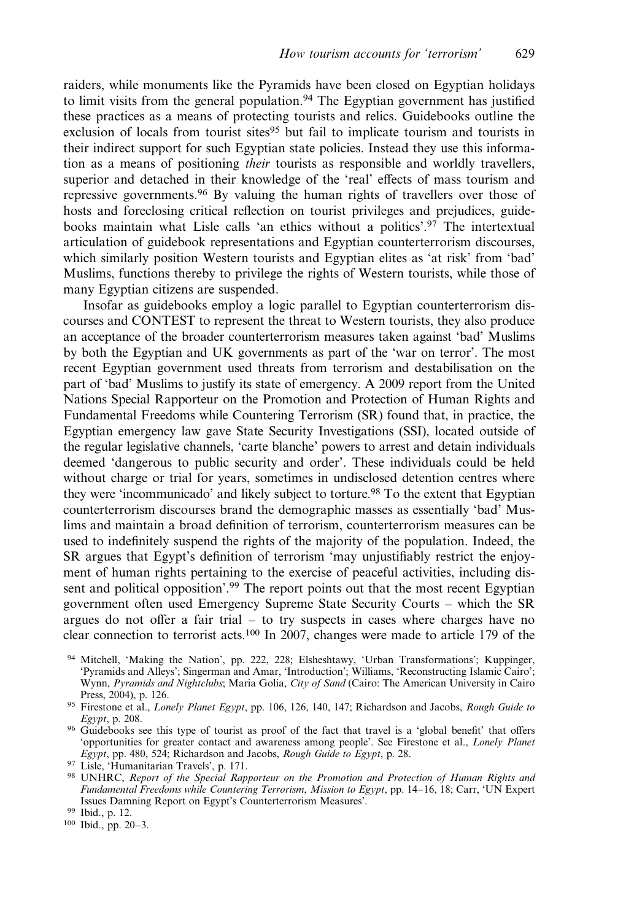raiders, while monuments like the Pyramids have been closed on Egyptian holidays to limit visits from the general population.[94] The Egyptian government has justified these practices as a means of protecting tourists and relics. Guidebooks outline the exclusion of locals from tourist sites[95] but fail to implicate tourism and tourists in their indirect support for such Egyptian state policies. Instead they use this information as a means of positioning *their* tourists as responsible and worldly travellers, superior and detached in their knowledge of the 'real' effects of mass tourism and repressive governments.[96] By valuing the human rights of travellers over those of hosts and foreclosing critical reflection on tourist privileges and prejudices, guidebooks maintain what Lisle calls 'an ethics without a politics'.[97] The intertextual articulation of guidebook representations and Egyptian counterterrorism discourses, which similarly position Western tourists and Egyptian elites as 'at risk' from 'bad' Muslims, functions thereby to privilege the rights of Western tourists, while those of many Egyptian citizens are suspended.

Insofar as guidebooks employ a logic parallel to Egyptian counterterrorism discourses and CONTEST to represent the threat to Western tourists, they also produce an acceptance of the broader counterterrorism measures taken against 'bad' Muslims by both the Egyptian and UK governments as part of the 'war on terror'. The most recent Egyptian government used threats from terrorism and destabilisation on the part of 'bad' Muslims to justify its state of emergency. A 2009 report from the United Nations Special Rapporteur on the Promotion and Protection of Human Rights and Fundamental Freedoms while Countering Terrorism (SR) found that, in practice, the Egyptian emergency law gave State Security Investigations (SSI), located outside of the regular legislative channels, 'carte blanche' powers to arrest and detain individuals deemed 'dangerous to public security and order'. These individuals could be held without charge or trial for years, sometimes in undisclosed detention centres where they were 'incommunicado' and likely subject to torture.[98] To the extent that Egyptian counterterrorism discourses brand the demographic masses as essentially 'bad' Muslims and maintain a broad definition of terrorism, counterterrorism measures can be used to indefinitely suspend the rights of the majority of the population. Indeed, the SR argues that Egypt's definition of terrorism 'may unjustifiably restrict the enjoyment of human rights pertaining to the exercise of peaceful activities, including dissent and political opposition'.[99] The report points out that the most recent Egyptian government often used Emergency Supreme State Security Courts – which the SR argues do not offer a fair trial – to try suspects in cases where charges have no clear connection to terrorist acts.[100] In 2007, changes were made to article 179 of the

[94] Mitchell, 'Making the Nation', pp. 222, 228; Elsheshtawy, 'Urban Transformations'; Kuppinger, 'Pyramids and Alleys'; Singerman and Amar, 'Introduction'; Williams, 'Reconstructing Islamic Cairo'; Wynn, *Pyramids and Nightclubs*; Maria Golia, *City of Sand* (Cairo: The American University in Cairo Press, 2004), p. 126.

[95] Firestone et al., *Lonely Planet Egypt*, pp. 106, 126, 140, 147; Richardson and Jacobs, *Rough Guide to Egypt*, p. 208.

[96] Guidebooks see this type of tourist as proof of the fact that travel is a 'global benefit' that offers 'opportunities for greater contact and awareness among people'. See Firestone et al., *Lonely Planet Egypt*, pp. 480, 524; Richardson and Jacobs, *Rough Guide to Egypt*, p. 28.

[97] Lisle, 'Humanitarian Travels', p. 171.

[98] UNHRC, *Report of the Special Rapporteur on the Promotion and Protection of Human Rights and Fundamental Freedoms while Countering Terrorism, Mission to Egypt*, pp. 14–16, 18; Carr, 'UN Expert Issues Damning Report on Egypt's Counterterrorism Measures'.

[99] Ibid., p. 12.

[100] Ibid., pp. 20–3.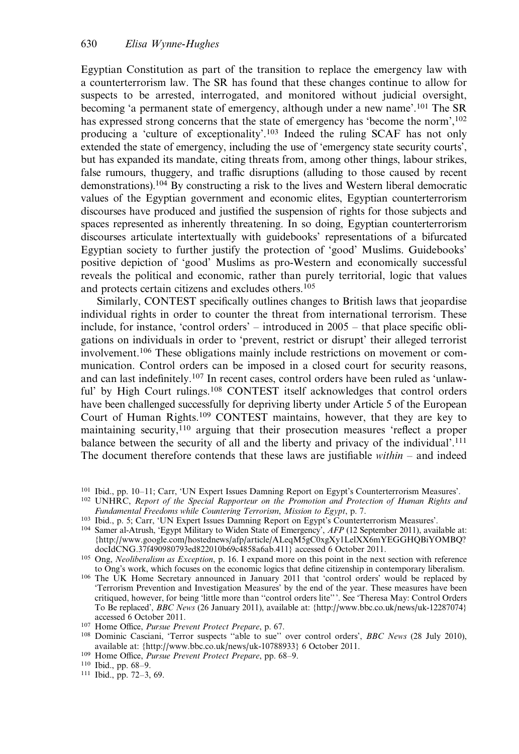Egyptian Constitution as part of the transition to replace the emergency law with a counterterrorism law. The SR has found that these changes continue to allow for suspects to be arrested, interrogated, and monitored without judicial oversight, becoming 'a permanent state of emergency, although under a new name'.[101] The SR has expressed strong concerns that the state of emergency has 'become the norm',[102] producing a 'culture of exceptionality'.[103] Indeed the ruling SCAF has not only extended the state of emergency, including the use of 'emergency state security courts', but has expanded its mandate, citing threats from, among other things, labour strikes, false rumours, thuggery, and traffic disruptions (alluding to those caused by recent demonstrations).[104] By constructing a risk to the lives and Western liberal democratic values of the Egyptian government and economic elites, Egyptian counterterrorism discourses have produced and justified the suspension of rights for those subjects and spaces represented as inherently threatening. In so doing, Egyptian counterterrorism discourses articulate intertextually with guidebooks' representations of a bifurcated Egyptian society to further justify the protection of 'good' Muslims. Guidebooks' positive depiction of 'good' Muslims as pro-Western and economically successful reveals the political and economic, rather than purely territorial, logic that values and protects certain citizens and excludes others.[105]

Similarly, CONTEST specifically outlines changes to British laws that jeopardise individual rights in order to counter the threat from international terrorism. These include, for instance, 'control orders' – introduced in 2005 – that place specific obligations on individuals in order to 'prevent, restrict or disrupt' their alleged terrorist involvement.[106] These obligations mainly include restrictions on movement or communication. Control orders can be imposed in a closed court for security reasons, and can last indefinitely.[107] In recent cases, control orders have been ruled as 'unlawful' by High Court rulings.[108] CONTEST itself acknowledges that control orders have been challenged successfully for depriving liberty under Article 5 of the European Court of Human Rights.[109] CONTEST maintains, however, that they are key to maintaining security,[110] arguing that their prosecution measures 'reflect a proper balance between the security of all and the liberty and privacy of the individual'.[111] The document therefore contends that these laws are justifiable *within* – and indeed

---

[101] Ibid., pp. 10–11; Carr, 'UN Expert Issues Damning Report on Egypt's Counterterrorism Measures'.

[102] UNHRC, *Report of the Special Rapporteur on the Promotion and Protection of Human Rights and Fundamental Freedoms while Countering Terrorism, Mission to Egypt*, p. 7.

[103] Ibid., p. 5; Carr, 'UN Expert Issues Damning Report on Egypt's Counterterrorism Measures'.

[104] Samer al-Atrush, 'Egypt Military to Widen State of Emergency', *AFP* (12 September 2011), available at: {http://www.google.com/hostednews/afp/article/ALeqM5gC0xgXy1LelXX6mYEGGHQBiYOMBQ?docIdCNG.37f490980793ed822010b69c4858a6ab.411} accessed 6 October 2011.

[105] Ong, *Neoliberalism as Exception*, p. 16. I expand more on this point in the next section with reference to Ong's work, which focuses on the economic logics that define citizenship in contemporary liberalism.

[106] The UK Home Secretary announced in January 2011 that 'control orders' would be replaced by 'Terrorism Prevention and Investigation Measures' by the end of the year. These measures have been critiqued, however, for being 'little more than "control orders lite"'. See 'Theresa May: Control Orders To Be replaced', *BBC News* (26 January 2011), available at: {http://www.bbc.co.uk/news/uk-12287074} accessed 6 October 2011.

[107] Home Office, *Pursue Prevent Protect Prepare*, p. 67.

[108] Dominic Casciani, 'Terror suspects "able to sue" over control orders', *BBC News* (28 July 2010), available at: {http://www.bbc.co.uk/news/uk-10788933} 6 October 2011.

[109] Home Office, *Pursue Prevent Protect Prepare*, pp. 68–9.

[110] Ibid., pp. 68–9.

[111] Ibid., pp. 72–3, 69.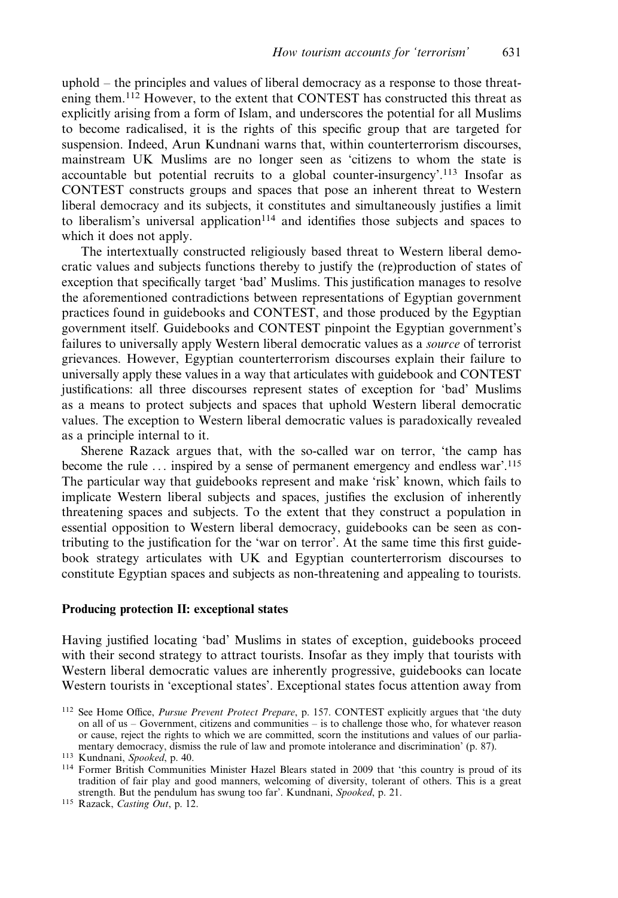uphold – the principles and values of liberal democracy as a response to those threatening them.[112] However, to the extent that CONTEST has constructed this threat as explicitly arising from a form of Islam, and underscores the potential for all Muslims to become radicalised, it is the rights of this specific group that are targeted for suspension. Indeed, Arun Kundnani warns that, within counterterrorism discourses, mainstream UK Muslims are no longer seen as 'citizens to whom the state is accountable but potential recruits to a global counter-insurgency'.[113] Insofar as CONTEST constructs groups and spaces that pose an inherent threat to Western liberal democracy and its subjects, it constitutes and simultaneously justifies a limit to liberalism's universal application[114] and identifies those subjects and spaces to which it does not apply.

The intertextually constructed religiously based threat to Western liberal democratic values and subjects functions thereby to justify the (re)production of states of exception that specifically target 'bad' Muslims. This justification manages to resolve the aforementioned contradictions between representations of Egyptian government practices found in guidebooks and CONTEST, and those produced by the Egyptian government itself. Guidebooks and CONTEST pinpoint the Egyptian government's failures to universally apply Western liberal democratic values as a *source* of terrorist grievances. However, Egyptian counterterrorism discourses explain their failure to universally apply these values in a way that articulates with guidebook and CONTEST justifications: all three discourses represent states of exception for 'bad' Muslims as a means to protect subjects and spaces that uphold Western liberal democratic values. The exception to Western liberal democratic values is paradoxically revealed as a principle internal to it.

Sherene Razack argues that, with the so-called war on terror, 'the camp has become the rule ... inspired by a sense of permanent emergency and endless war'.[115] The particular way that guidebooks represent and make 'risk' known, which fails to implicate Western liberal subjects and spaces, justifies the exclusion of inherently threatening spaces and subjects. To the extent that they construct a population in essential opposition to Western liberal democracy, guidebooks can be seen as contributing to the justification for the 'war on terror'. At the same time this first guidebook strategy articulates with UK and Egyptian counterterrorism discourses to constitute Egyptian spaces and subjects as non-threatening and appealing to tourists.

### Producing protection II: exceptional states

Having justified locating 'bad' Muslims in states of exception, guidebooks proceed with their second strategy to attract tourists. Insofar as they imply that tourists with Western liberal democratic values are inherently progressive, guidebooks can locate Western tourists in 'exceptional states'. Exceptional states focus attention away from

[112] See Home Office, *Pursue Prevent Protect Prepare*, p. 157. CONTEST explicitly argues that 'the duty on all of us – Government, citizens and communities – is to challenge those who, for whatever reason or cause, reject the rights to which we are committed, scorn the institutions and values of our parliamentary democracy, dismiss the rule of law and promote intolerance and discrimination' (p. 87).

[113] Kundnani, *Spooked*, p. 40.

[114] Former British Communities Minister Hazel Blears stated in 2009 that 'this country is proud of its tradition of fair play and good manners, welcoming of diversity, tolerant of others. This is a great strength. But the pendulum has swung too far'. Kundnani, *Spooked*, p. 21.

[115] Razack, *Casting Out*, p. 12.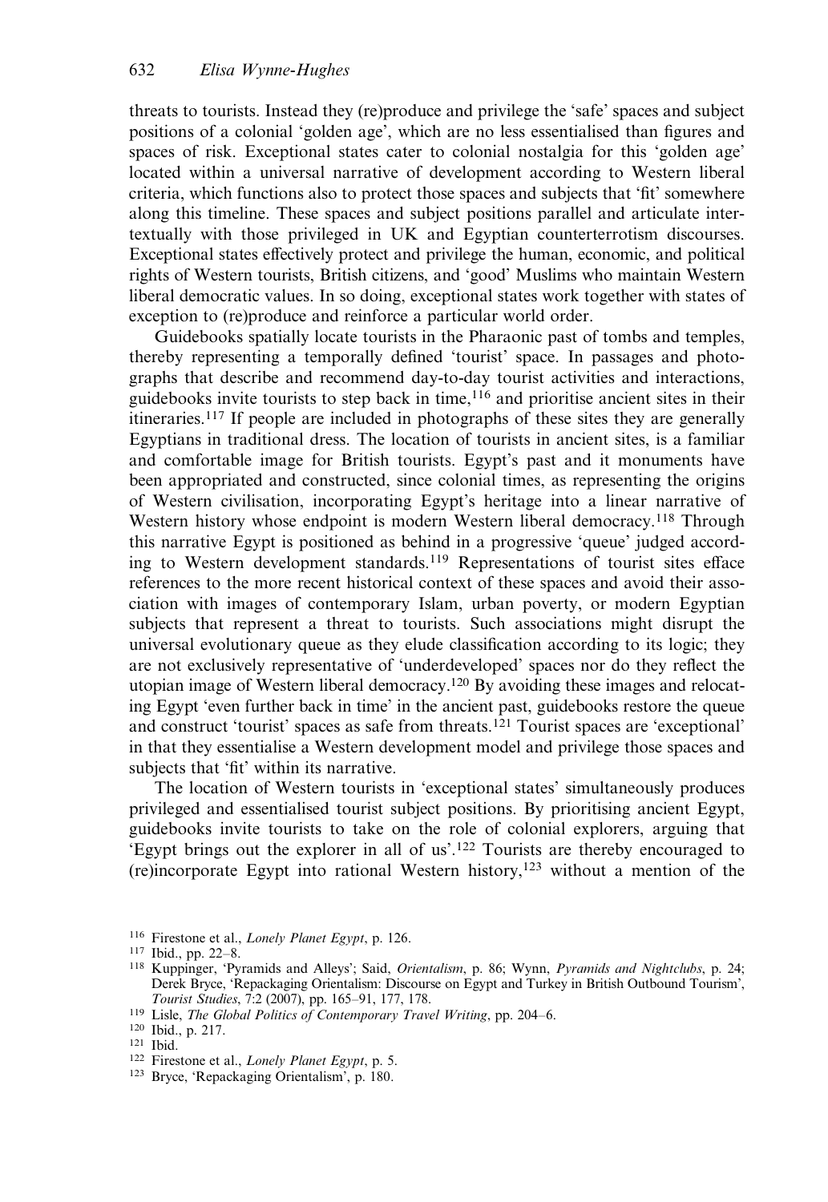threats to tourists. Instead they (re)produce and privilege the 'safe' spaces and subject positions of a colonial 'golden age', which are no less essentialised than figures and spaces of risk. Exceptional states cater to colonial nostalgia for this 'golden age' located within a universal narrative of development according to Western liberal criteria, which functions also to protect those spaces and subjects that 'fit' somewhere along this timeline. These spaces and subject positions parallel and articulate intertextually with those privileged in UK and Egyptian counterterrotism discourses. Exceptional states effectively protect and privilege the human, economic, and political rights of Western tourists, British citizens, and 'good' Muslims who maintain Western liberal democratic values. In so doing, exceptional states work together with states of exception to (re)produce and reinforce a particular world order.

Guidebooks spatially locate tourists in the Pharaonic past of tombs and temples, thereby representing a temporally defined 'tourist' space. In passages and photographs that describe and recommend day-to-day tourist activities and interactions, guidebooks invite tourists to step back in time,[116] and prioritise ancient sites in their itineraries.[117] If people are included in photographs of these sites they are generally Egyptians in traditional dress. The location of tourists in ancient sites, is a familiar and comfortable image for British tourists. Egypt's past and it monuments have been appropriated and constructed, since colonial times, as representing the origins of Western civilisation, incorporating Egypt's heritage into a linear narrative of Western history whose endpoint is modern Western liberal democracy.[118] Through this narrative Egypt is positioned as behind in a progressive 'queue' judged according to Western development standards.[119] Representations of tourist sites efface references to the more recent historical context of these spaces and avoid their association with images of contemporary Islam, urban poverty, or modern Egyptian subjects that represent a threat to tourists. Such associations might disrupt the universal evolutionary queue as they elude classification according to its logic; they are not exclusively representative of 'underdeveloped' spaces nor do they reflect the utopian image of Western liberal democracy.[120] By avoiding these images and relocating Egypt 'even further back in time' in the ancient past, guidebooks restore the queue and construct 'tourist' spaces as safe from threats.[121] Tourist spaces are 'exceptional' in that they essentialise a Western development model and privilege those spaces and subjects that 'fit' within its narrative.

The location of Western tourists in 'exceptional states' simultaneously produces privileged and essentialised tourist subject positions. By prioritising ancient Egypt, guidebooks invite tourists to take on the role of colonial explorers, arguing that 'Egypt brings out the explorer in all of us'.[122] Tourists are thereby encouraged to (re)incorporate Egypt into rational Western history,[123] without a mention of the

[116] Firestone et al., *Lonely Planet Egypt*, p. 126.

[117] Ibid., pp. 22–8.

[118] Kuppinger, 'Pyramids and Alleys'; Said, *Orientalism*, p. 86; Wynn, *Pyramids and Nightclubs*, p. 24; Derek Bryce, 'Repackaging Orientalism: Discourse on Egypt and Turkey in British Outbound Tourism', *Tourist Studies*, 7:2 (2007), pp. 165–91, 177, 178.

[119] Lisle, *The Global Politics of Contemporary Travel Writing*, pp. 204–6.

[120] Ibid., p. 217.

[121] Ibid.

[122] Firestone et al., *Lonely Planet Egypt*, p. 5.

[123] Bryce, 'Repackaging Orientalism', p. 180.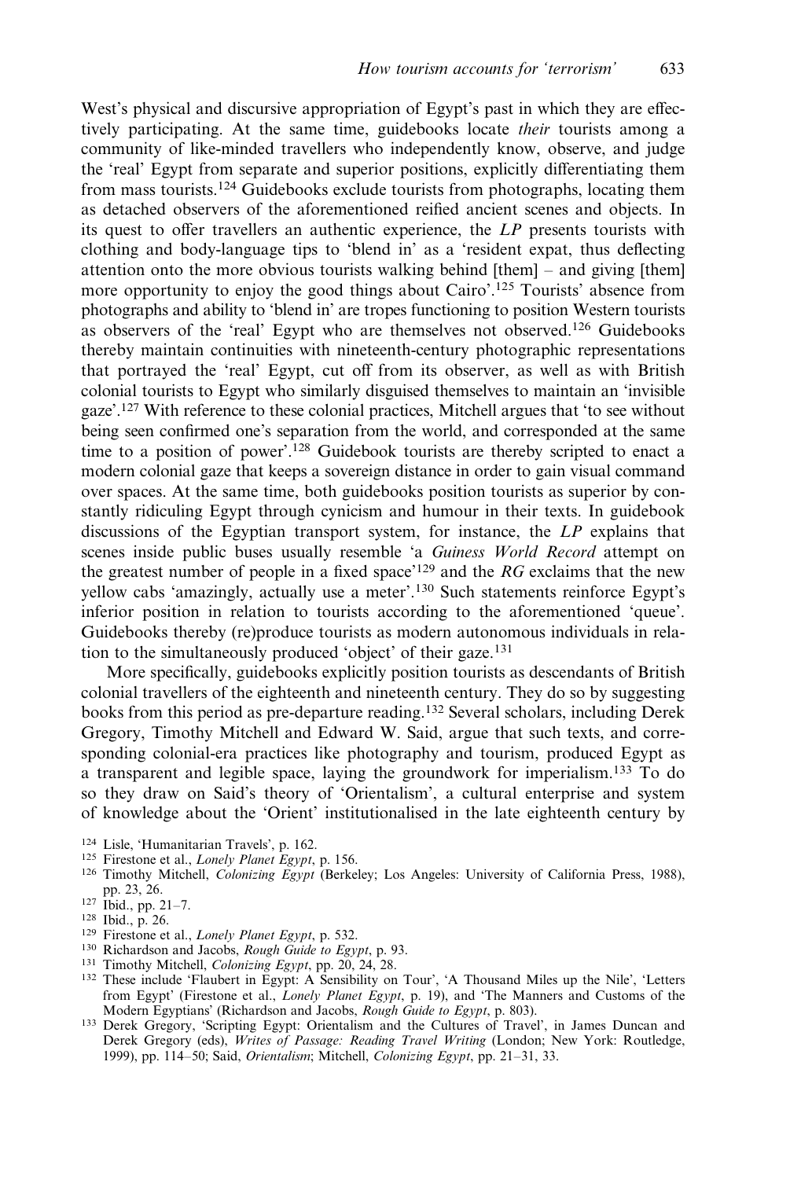West's physical and discursive appropriation of Egypt's past in which they are effectively participating. At the same time, guidebooks locate *their* tourists among a community of like-minded travellers who independently know, observe, and judge the 'real' Egypt from separate and superior positions, explicitly differentiating them from mass tourists.[124] Guidebooks exclude tourists from photographs, locating them as detached observers of the aforementioned reified ancient scenes and objects. In its quest to offer travellers an authentic experience, the *LP* presents tourists with clothing and body-language tips to 'blend in' as a 'resident expat, thus deflecting attention onto the more obvious tourists walking behind [them] – and giving [them] more opportunity to enjoy the good things about Cairo'.[125] Tourists' absence from photographs and ability to 'blend in' are tropes functioning to position Western tourists as observers of the 'real' Egypt who are themselves not observed.[126] Guidebooks thereby maintain continuities with nineteenth-century photographic representations that portrayed the 'real' Egypt, cut off from its observer, as well as with British colonial tourists to Egypt who similarly disguised themselves to maintain an 'invisible gaze'.[127] With reference to these colonial practices, Mitchell argues that 'to see without being seen confirmed one's separation from the world, and corresponded at the same time to a position of power'.[128] Guidebook tourists are thereby scripted to enact a modern colonial gaze that keeps a sovereign distance in order to gain visual command over spaces. At the same time, both guidebooks position tourists as superior by constantly ridiculing Egypt through cynicism and humour in their texts. In guidebook discussions of the Egyptian transport system, for instance, the *LP* explains that scenes inside public buses usually resemble 'a *Guiness World Record* attempt on the greatest number of people in a fixed space'[129] and the *RG* exclaims that the new yellow cabs 'amazingly, actually use a meter'.[130] Such statements reinforce Egypt's inferior position in relation to tourists according to the aforementioned 'queue'. Guidebooks thereby (re)produce tourists as modern autonomous individuals in relation to the simultaneously produced 'object' of their gaze.[131]

More specifically, guidebooks explicitly position tourists as descendants of British colonial travellers of the eighteenth and nineteenth century. They do so by suggesting books from this period as pre-departure reading.[132] Several scholars, including Derek Gregory, Timothy Mitchell and Edward W. Said, argue that such texts, and corresponding colonial-era practices like photography and tourism, produced Egypt as a transparent and legible space, laying the groundwork for imperialism.[133] To do so they draw on Said's theory of 'Orientalism', a cultural enterprise and system of knowledge about the 'Orient' institutionalised in the late eighteenth century by

[124] Lisle, 'Humanitarian Travels', p. 162.

[125] Firestone et al., *Lonely Planet Egypt*, p. 156.

[126] Timothy Mitchell, *Colonizing Egypt* (Berkeley; Los Angeles: University of California Press, 1988), pp. 23, 26.

[127] Ibid., pp. 21–7.

[128] Ibid., p. 26.

[129] Firestone et al., *Lonely Planet Egypt*, p. 532.

[130] Richardson and Jacobs, *Rough Guide to Egypt*, p. 93.

[131] Timothy Mitchell, *Colonizing Egypt*, pp. 20, 24, 28.

[132] These include 'Flaubert in Egypt: A Sensibility on Tour', 'A Thousand Miles up the Nile', 'Letters from Egypt' (Firestone et al., *Lonely Planet Egypt*, p. 19), and 'The Manners and Customs of the Modern Egyptians' (Richardson and Jacobs, *Rough Guide to Egypt*, p. 803).

[133] Derek Gregory, 'Scripting Egypt: Orientalism and the Cultures of Travel', in James Duncan and Derek Gregory (eds), *Writes of Passage: Reading Travel Writing* (London; New York: Routledge, 1999), pp. 114–50; Said, *Orientalism*; Mitchell, *Colonizing Egypt*, pp. 21–31, 33.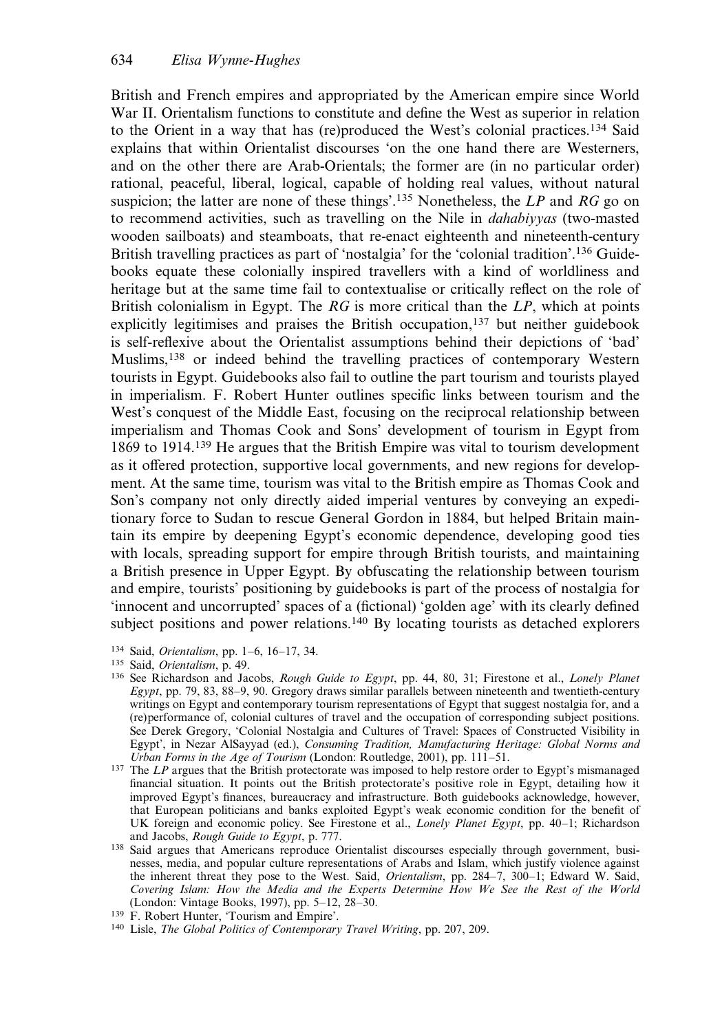British and French empires and appropriated by the American empire since World War II. Orientalism functions to constitute and define the West as superior in relation to the Orient in a way that has (re)produced the West's colonial practices.[134] Said explains that within Orientalist discourses 'on the one hand there are Westerners, and on the other there are Arab-Orientals; the former are (in no particular order) rational, peaceful, liberal, logical, capable of holding real values, without natural suspicion; the latter are none of these things'.[135] Nonetheless, the *LP* and *RG* go on to recommend activities, such as travelling on the Nile in *dahabiyyas* (two-masted wooden sailboats) and steamboats, that re-enact eighteenth and nineteenth-century British travelling practices as part of 'nostalgia' for the 'colonial tradition'.[136] Guidebooks equate these colonially inspired travellers with a kind of worldliness and heritage but at the same time fail to contextualise or critically reflect on the role of British colonialism in Egypt. The *RG* is more critical than the *LP*, which at points explicitly legitimises and praises the British occupation,[137] but neither guidebook is self-reflexive about the Orientalist assumptions behind their depictions of 'bad' Muslims,[138] or indeed behind the travelling practices of contemporary Western tourists in Egypt. Guidebooks also fail to outline the part tourism and tourists played in imperialism. F. Robert Hunter outlines specific links between tourism and the West's conquest of the Middle East, focusing on the reciprocal relationship between imperialism and Thomas Cook and Sons' development of tourism in Egypt from 1869 to 1914.[139] He argues that the British Empire was vital to tourism development as it offered protection, supportive local governments, and new regions for development. At the same time, tourism was vital to the British empire as Thomas Cook and Son's company not only directly aided imperial ventures by conveying an expeditionary force to Sudan to rescue General Gordon in 1884, but helped Britain maintain its empire by deepening Egypt's economic dependence, developing good ties with locals, spreading support for empire through British tourists, and maintaining a British presence in Upper Egypt. By obfuscating the relationship between tourism and empire, tourists' positioning by guidebooks is part of the process of nostalgia for 'innocent and uncorrupted' spaces of a (fictional) 'golden age' with its clearly defined subject positions and power relations.[140] By locating tourists as detached explorers

[134] Said, *Orientalism*, pp. 1–6, 16–17, 34.

[135] Said, *Orientalism*, p. 49.

[136] See Richardson and Jacobs, *Rough Guide to Egypt*, pp. 44, 80, 31; Firestone et al., *Lonely Planet Egypt*, pp. 79, 83, 88–9, 90. Gregory draws similar parallels between nineteenth and twentieth-century writings on Egypt and contemporary tourism representations of Egypt that suggest nostalgia for, and a (re)performance of, colonial cultures of travel and the occupation of corresponding subject positions. See Derek Gregory, 'Colonial Nostalgia and Cultures of Travel: Spaces of Constructed Visibility in Egypt', in Nezar AlSayyad (ed.), *Consuming Tradition, Manufacturing Heritage: Global Norms and Urban Forms in the Age of Tourism* (London: Routledge, 2001), pp. 111–51.

[137] The *LP* argues that the British protectorate was imposed to help restore order to Egypt's mismanaged financial situation. It points out the British protectorate's positive role in Egypt, detailing how it improved Egypt's finances, bureaucracy and infrastructure. Both guidebooks acknowledge, however, that European politicians and banks exploited Egypt's weak economic condition for the benefit of UK foreign and economic policy. See Firestone et al., *Lonely Planet Egypt*, pp. 40–1; Richardson and Jacobs, *Rough Guide to Egypt*, p. 777.

[138] Said argues that Americans reproduce Orientalist discourses especially through government, businesses, media, and popular culture representations of Arabs and Islam, which justify violence against the inherent threat they pose to the West. Said, *Orientalism*, pp. 284–7, 300–1; Edward W. Said, *Covering Islam: How the Media and the Experts Determine How We See the Rest of the World* (London: Vintage Books, 1997), pp. 5–12, 28–30.

[139] F. Robert Hunter, 'Tourism and Empire'.

[140] Lisle, *The Global Politics of Contemporary Travel Writing*, pp. 207, 209.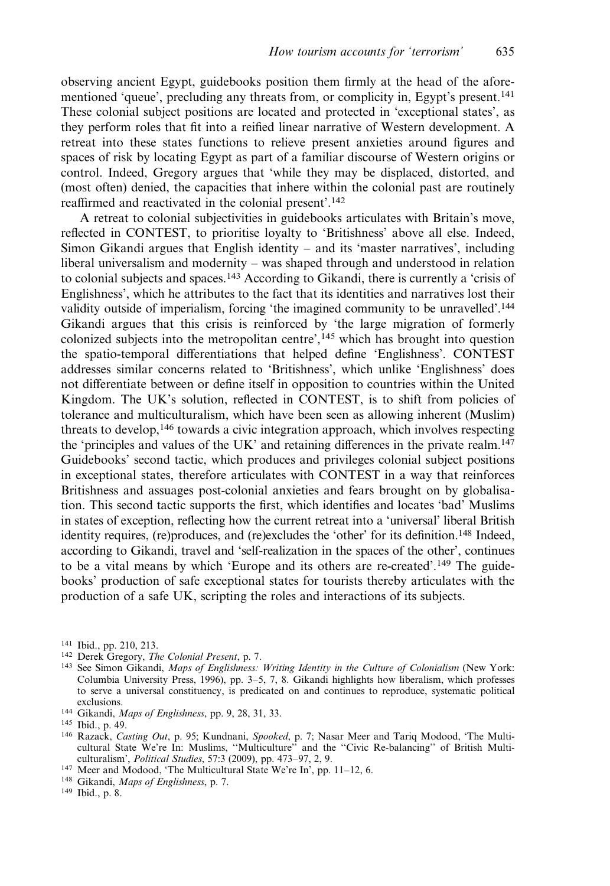observing ancient Egypt, guidebooks position them firmly at the head of the aforementioned 'queue', precluding any threats from, or complicity in, Egypt's present.[141] These colonial subject positions are located and protected in 'exceptional states', as they perform roles that fit into a reified linear narrative of Western development. A retreat into these states functions to relieve present anxieties around figures and spaces of risk by locating Egypt as part of a familiar discourse of Western origins or control. Indeed, Gregory argues that 'while they may be displaced, distorted, and (most often) denied, the capacities that inhere within the colonial past are routinely reaffirmed and reactivated in the colonial present'.[142]

A retreat to colonial subjectivities in guidebooks articulates with Britain's move, reflected in CONTEST, to prioritise loyalty to 'Britishness' above all else. Indeed, Simon Gikandi argues that English identity – and its 'master narratives', including liberal universalism and modernity – was shaped through and understood in relation to colonial subjects and spaces.[143] According to Gikandi, there is currently a 'crisis of Englishness', which he attributes to the fact that its identities and narratives lost their validity outside of imperialism, forcing 'the imagined community to be unravelled'.[144] Gikandi argues that this crisis is reinforced by 'the large migration of formerly colonized subjects into the metropolitan centre',[145] which has brought into question the spatio-temporal differentiations that helped define 'Englishness'. CONTEST addresses similar concerns related to 'Britishness', which unlike 'Englishness' does not differentiate between or define itself in opposition to countries within the United Kingdom. The UK's solution, reflected in CONTEST, is to shift from policies of tolerance and multiculturalism, which have been seen as allowing inherent (Muslim) threats to develop,[146] towards a civic integration approach, which involves respecting the 'principles and values of the UK' and retaining differences in the private realm.[147] Guidebooks' second tactic, which produces and privileges colonial subject positions in exceptional states, therefore articulates with CONTEST in a way that reinforces Britishness and assuages post-colonial anxieties and fears brought on by globalisation. This second tactic supports the first, which identifies and locates 'bad' Muslims in states of exception, reflecting how the current retreat into a 'universal' liberal British identity requires, (re)produces, and (re)excludes the 'other' for its definition.[148] Indeed, according to Gikandi, travel and 'self-realization in the spaces of the other', continues to be a vital means by which 'Europe and its others are re-created'.[149] The guidebooks' production of safe exceptional states for tourists thereby articulates with the production of a safe UK, scripting the roles and interactions of its subjects.

---

[141] Ibid., pp. 210, 213.

[142] Derek Gregory, *The Colonial Present*, p. 7.

[143] See Simon Gikandi, *Maps of Englishness: Writing Identity in the Culture of Colonialism* (New York: Columbia University Press, 1996), pp. 3–5, 7, 8. Gikandi highlights how liberalism, which professes to serve a universal constituency, is predicated on and continues to reproduce, systematic political exclusions.

[144] Gikandi, *Maps of Englishness*, pp. 9, 28, 31, 33.

[145] Ibid., p. 49.

[146] Razack, *Casting Out*, p. 95; Kundnani, *Spooked*, p. 7; Nasar Meer and Tariq Modood, 'The Multicultural State We're In: Muslims, "Multiculture" and the "Civic Re-balancing" of British Multiculturalism', *Political Studies*, 57:3 (2009), pp. 473–97, 2, 9.

[147] Meer and Modood, 'The Multicultural State We're In', pp. 11–12, 6.

[148] Gikandi, *Maps of Englishness*, p. 7.

[149] Ibid., p. 8.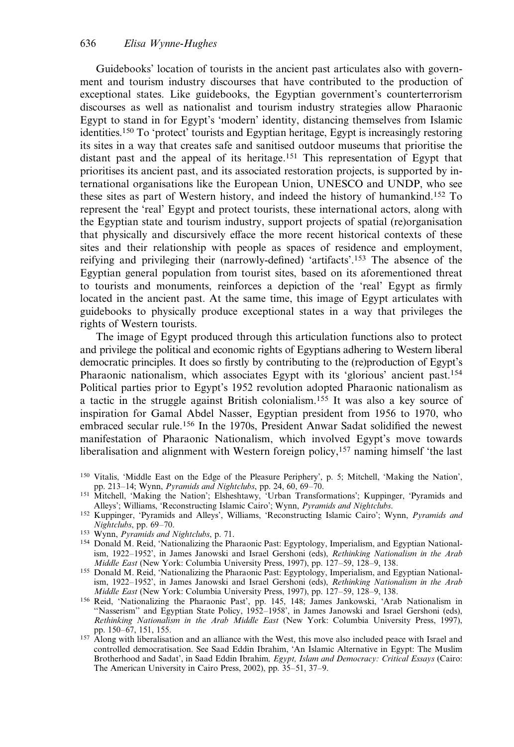Guidebooks' location of tourists in the ancient past articulates also with government and tourism industry discourses that have contributed to the production of exceptional states. Like guidebooks, the Egyptian government's counterterrorism discourses as well as nationalist and tourism industry strategies allow Pharaonic Egypt to stand in for Egypt's 'modern' identity, distancing themselves from Islamic identities.[150] To 'protect' tourists and Egyptian heritage, Egypt is increasingly restoring its sites in a way that creates safe and sanitised outdoor museums that prioritise the distant past and the appeal of its heritage.[151] This representation of Egypt that prioritises its ancient past, and its associated restoration projects, is supported by international organisations like the European Union, UNESCO and UNDP, who see these sites as part of Western history, and indeed the history of humankind.[152] To represent the 'real' Egypt and protect tourists, these international actors, along with the Egyptian state and tourism industry, support projects of spatial (re)organisation that physically and discursively efface the more recent historical contexts of these sites and their relationship with people as spaces of residence and employment, reifying and privileging their (narrowly-defined) 'artifacts'.[153] The absence of the Egyptian general population from tourist sites, based on its aforementioned threat to tourists and monuments, reinforces a depiction of the 'real' Egypt as firmly located in the ancient past. At the same time, this image of Egypt articulates with guidebooks to physically produce exceptional states in a way that privileges the rights of Western tourists.

The image of Egypt produced through this articulation functions also to protect and privilege the political and economic rights of Egyptians adhering to Western liberal democratic principles. It does so firstly by contributing to the (re)production of Egypt's Pharaonic nationalism, which associates Egypt with its 'glorious' ancient past.[154] Political parties prior to Egypt's 1952 revolution adopted Pharaonic nationalism as a tactic in the struggle against British colonialism.[155] It was also a key source of inspiration for Gamal Abdel Nasser, Egyptian president from 1956 to 1970, who embraced secular rule.[156] In the 1970s, President Anwar Sadat solidified the newest manifestation of Pharaonic Nationalism, which involved Egypt's move towards liberalisation and alignment with Western foreign policy,[157] naming himself 'the last

---

[150] Vitalis, 'Middle East on the Edge of the Pleasure Periphery', p. 5; Mitchell, 'Making the Nation', pp. 213–14; Wynn, *Pyramids and Nightclubs*, pp. 24, 60, 69–70.

[151] Mitchell, 'Making the Nation'; Elsheshtawy, 'Urban Transformations'; Kuppinger, 'Pyramids and Alleys'; Williams, 'Reconstructing Islamic Cairo'; Wynn, *Pyramids and Nightclubs*.

[152] Kuppinger, 'Pyramids and Alleys', Williams, 'Reconstructing Islamic Cairo'; Wynn, *Pyramids and Nightclubs*, pp. 69–70.

[153] Wynn, *Pyramids and Nightclubs*, p. 71.

[154] Donald M. Reid, 'Nationalizing the Pharaonic Past: Egyptology, Imperialism, and Egyptian Nationalism, 1922–1952', in James Janowski and Israel Gershoni (eds), *Rethinking Nationalism in the Arab Middle East* (New York: Columbia University Press, 1997), pp. 127–59, 128–9, 138.

[155] Donald M. Reid, 'Nationalizing the Pharaonic Past: Egyptology, Imperialism, and Egyptian Nationalism, 1922–1952', in James Janowski and Israel Gershoni (eds), *Rethinking Nationalism in the Arab Middle East* (New York: Columbia University Press, 1997), pp. 127–59, 128–9, 138.

[156] Reid, 'Nationalizing the Pharaonic Past', pp. 145, 148; James Jankowski, 'Arab Nationalism in "Nasserism" and Egyptian State Policy, 1952–1958', in James Janowski and Israel Gershoni (eds), *Rethinking Nationalism in the Arab Middle East* (New York: Columbia University Press, 1997), pp. 150–67, 151, 155.

[157] Along with liberalisation and an alliance with the West, this move also included peace with Israel and controlled democratisation. See Saad Eddin Ibrahim, 'An Islamic Alternative in Egypt: The Muslim Brotherhood and Sadat', in Saad Eddin Ibrahim, *Egypt, Islam and Democracy: Critical Essays* (Cairo: The American University in Cairo Press, 2002), pp. 35–51, 37–9.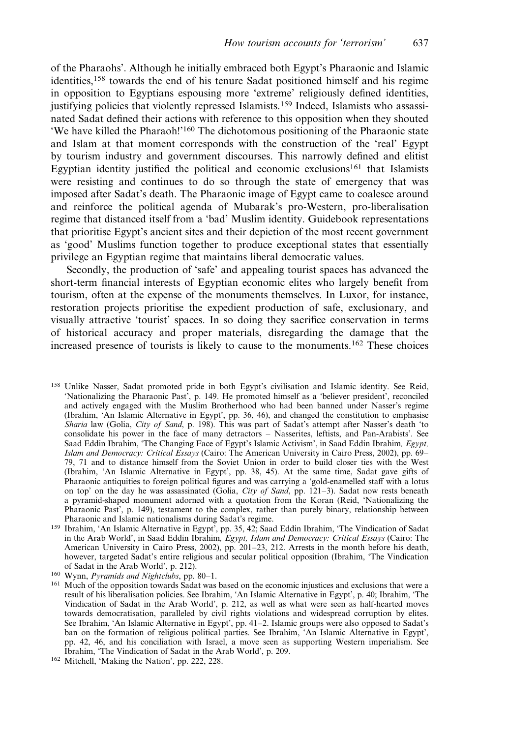of the Pharaohs'. Although he initially embraced both Egypt's Pharaonic and Islamic identities,[158] towards the end of his tenure Sadat positioned himself and his regime in opposition to Egyptians espousing more 'extreme' religiously defined identities, justifying policies that violently repressed Islamists.[159] Indeed, Islamists who assassinated Sadat defined their actions with reference to this opposition when they shouted 'We have killed the Pharaoh!'[160] The dichotomous positioning of the Pharaonic state and Islam at that moment corresponds with the construction of the 'real' Egypt by tourism industry and government discourses. This narrowly defined and elitist Egyptian identity justified the political and economic exclusions[161] that Islamists were resisting and continues to do so through the state of emergency that was imposed after Sadat's death. The Pharaonic image of Egypt came to coalesce around and reinforce the political agenda of Mubarak's pro-Western, pro-liberalisation regime that distanced itself from a 'bad' Muslim identity. Guidebook representations that prioritise Egypt's ancient sites and their depiction of the most recent government as 'good' Muslims function together to produce exceptional states that essentially privilege an Egyptian regime that maintains liberal democratic values.

Secondly, the production of 'safe' and appealing tourist spaces has advanced the short-term financial interests of Egyptian economic elites who largely benefit from tourism, often at the expense of the monuments themselves. In Luxor, for instance, restoration projects prioritise the expedient production of safe, exclusionary, and visually attractive 'tourist' spaces. In so doing they sacrifice conservation in terms of historical accuracy and proper materials, disregarding the damage that the increased presence of tourists is likely to cause to the monuments.[162] These choices

---

[158] Unlike Nasser, Sadat promoted pride in both Egypt's civilisation and Islamic identity. See Reid, 'Nationalizing the Pharaonic Past', p. 149. He promoted himself as a 'believer president', reconciled and actively engaged with the Muslim Brotherhood who had been banned under Nasser's regime (Ibrahim, 'An Islamic Alternative in Egypt', pp. 36, 46), and changed the constitution to emphasise *Sharia* law (Golia, *City of Sand*, p. 198). This was part of Sadat's attempt after Nasser's death 'to consolidate his power in the face of many detractors – Nasserites, leftists, and Pan-Arabists'. See Saad Eddin Ibrahim, 'The Changing Face of Egypt's Islamic Activism', in Saad Eddin Ibrahim, *Egypt, Islam and Democracy: Critical Essays* (Cairo: The American University in Cairo Press, 2002), pp. 69–79, 71 and to distance himself from the Soviet Union in order to build closer ties with the West (Ibrahim, 'An Islamic Alternative in Egypt', pp. 38, 45). At the same time, Sadat gave gifts of Pharaonic antiquities to foreign political figures and was carrying a 'gold-enamelled staff with a lotus on top' on the day he was assassinated (Golia, *City of Sand*, pp. 121–3). Sadat now rests beneath a pyramid-shaped monument adorned with a quotation from the Koran (Reid, 'Nationalizing the Pharaonic Past', p. 149), testament to the complex, rather than purely binary, relationship between Pharaonic and Islamic nationalisms during Sadat's regime.

[159] Ibrahim, 'An Islamic Alternative in Egypt', pp. 35, 42; Saad Eddin Ibrahim, 'The Vindication of Sadat in the Arab World', in Saad Eddin Ibrahim, *Egypt, Islam and Democracy: Critical Essays* (Cairo: The American University in Cairo Press, 2002), pp. 201–23, 212. Arrests in the month before his death, however, targeted Sadat's entire religious and secular political opposition (Ibrahim, 'The Vindication of Sadat in the Arab World', p. 212).

[160] Wynn, *Pyramids and Nightclubs*, pp. 80–1.

[161] Much of the opposition towards Sadat was based on the economic injustices and exclusions that were a result of his liberalisation policies. See Ibrahim, 'An Islamic Alternative in Egypt', p. 40; Ibrahim, 'The Vindication of Sadat in the Arab World', p. 212, as well as what were seen as half-hearted moves towards democratisation, paralleled by civil rights violations and widespread corruption by elites. See Ibrahim, 'An Islamic Alternative in Egypt', pp. 41–2. Islamic groups were also opposed to Sadat's ban on the formation of religious political parties. See Ibrahim, 'An Islamic Alternative in Egypt', pp. 42, 46, and his conciliation with Israel, a move seen as supporting Western imperialism. See Ibrahim, 'The Vindication of Sadat in the Arab World', p. 209.

[162] Mitchell, 'Making the Nation', pp. 222, 228.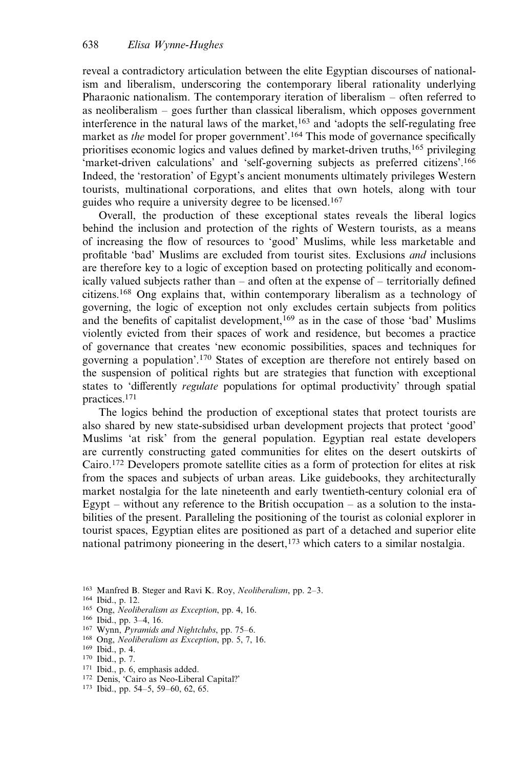reveal a contradictory articulation between the elite Egyptian discourses of nationalism and liberalism, underscoring the contemporary liberal rationality underlying Pharaonic nationalism. The contemporary iteration of liberalism – often referred to as neoliberalism – goes further than classical liberalism, which opposes government interference in the natural laws of the market,[163] and 'adopts the self-regulating free market as *the* model for proper government'.[164] This mode of governance specifically prioritises economic logics and values defined by market-driven truths,[165] privileging 'market-driven calculations' and 'self-governing subjects as preferred citizens'.[166] Indeed, the 'restoration' of Egypt's ancient monuments ultimately privileges Western tourists, multinational corporations, and elites that own hotels, along with tour guides who require a university degree to be licensed.[167]

Overall, the production of these exceptional states reveals the liberal logics behind the inclusion and protection of the rights of Western tourists, as a means of increasing the flow of resources to 'good' Muslims, while less marketable and profitable 'bad' Muslims are excluded from tourist sites. Exclusions *and* inclusions are therefore key to a logic of exception based on protecting politically and economically valued subjects rather than – and often at the expense of – territorially defined citizens.[168] Ong explains that, within contemporary liberalism as a technology of governing, the logic of exception not only excludes certain subjects from politics and the benefits of capitalist development,[169] as in the case of those 'bad' Muslims violently evicted from their spaces of work and residence, but becomes a practice of governance that creates 'new economic possibilities, spaces and techniques for governing a population'.[170] States of exception are therefore not entirely based on the suspension of political rights but are strategies that function with exceptional states to 'differently *regulate* populations for optimal productivity' through spatial practices.[171]

The logics behind the production of exceptional states that protect tourists are also shared by new state-subsidised urban development projects that protect 'good' Muslims 'at risk' from the general population. Egyptian real estate developers are currently constructing gated communities for elites on the desert outskirts of Cairo.[172] Developers promote satellite cities as a form of protection for elites at risk from the spaces and subjects of urban areas. Like guidebooks, they architecturally market nostalgia for the late nineteenth and early twentieth-century colonial era of Egypt – without any reference to the British occupation – as a solution to the instabilities of the present. Paralleling the positioning of the tourist as colonial explorer in tourist spaces, Egyptian elites are positioned as part of a detached and superior elite national patrimony pioneering in the desert,[173] which caters to a similar nostalgia.

---

[163] Manfred B. Steger and Ravi K. Roy, *Neoliberalism*, pp. 2–3.
[164] Ibid., p. 12.
[165] Ong, *Neoliberalism as Exception*, pp. 4, 16.
[166] Ibid., pp. 3–4, 16.
[167] Wynn, *Pyramids and Nightclubs*, pp. 75–6.
[168] Ong, *Neoliberalism as Exception*, pp. 5, 7, 16.
[169] Ibid., p. 4.
[170] Ibid., p. 7.
[171] Ibid., p. 6, emphasis added.
[172] Denis, 'Cairo as Neo-Liberal Capital?'
[173] Ibid., pp. 54–5, 59–60, 62, 65.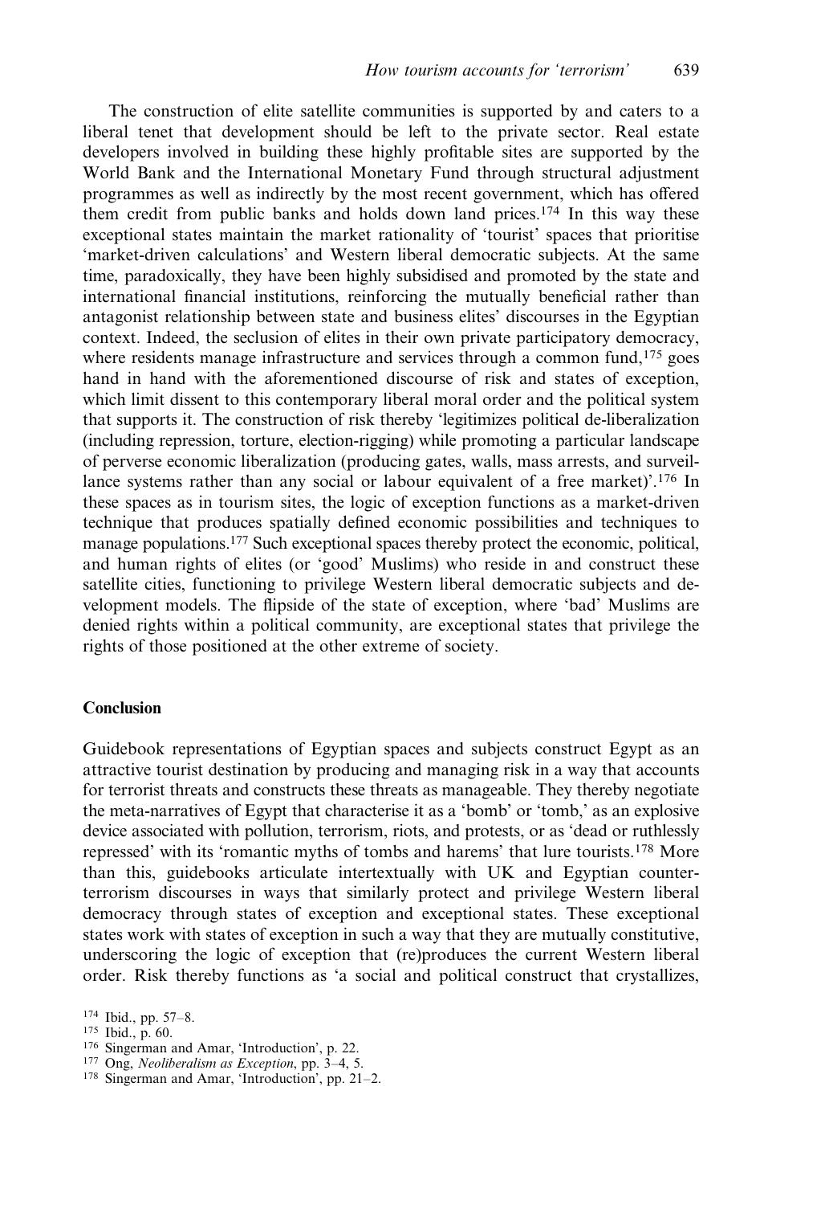The construction of elite satellite communities is supported by and caters to a liberal tenet that development should be left to the private sector. Real estate developers involved in building these highly profitable sites are supported by the World Bank and the International Monetary Fund through structural adjustment programmes as well as indirectly by the most recent government, which has offered them credit from public banks and holds down land prices.[174] In this way these exceptional states maintain the market rationality of 'tourist' spaces that prioritise 'market-driven calculations' and Western liberal democratic subjects. At the same time, paradoxically, they have been highly subsidised and promoted by the state and international financial institutions, reinforcing the mutually beneficial rather than antagonist relationship between state and business elites' discourses in the Egyptian context. Indeed, the seclusion of elites in their own private participatory democracy, where residents manage infrastructure and services through a common fund,[175] goes hand in hand with the aforementioned discourse of risk and states of exception, which limit dissent to this contemporary liberal moral order and the political system that supports it. The construction of risk thereby 'legitimizes political de-liberalization (including repression, torture, election-rigging) while promoting a particular landscape of perverse economic liberalization (producing gates, walls, mass arrests, and surveillance systems rather than any social or labour equivalent of a free market)'.[176] In these spaces as in tourism sites, the logic of exception functions as a market-driven technique that produces spatially defined economic possibilities and techniques to manage populations.[177] Such exceptional spaces thereby protect the economic, political, and human rights of elites (or 'good' Muslims) who reside in and construct these satellite cities, functioning to privilege Western liberal democratic subjects and development models. The flipside of the state of exception, where 'bad' Muslims are denied rights within a political community, are exceptional states that privilege the rights of those positioned at the other extreme of society.

## Conclusion

Guidebook representations of Egyptian spaces and subjects construct Egypt as an attractive tourist destination by producing and managing risk in a way that accounts for terrorist threats and constructs these threats as manageable. They thereby negotiate the meta-narratives of Egypt that characterise it as a 'bomb' or 'tomb,' as an explosive device associated with pollution, terrorism, riots, and protests, or as 'dead or ruthlessly repressed' with its 'romantic myths of tombs and harems' that lure tourists.[178] More than this, guidebooks articulate intertextually with UK and Egyptian counter-terrorism discourses in ways that similarly protect and privilege Western liberal democracy through states of exception and exceptional states. These exceptional states work with states of exception in such a way that they are mutually constitutive, underscoring the logic of exception that (re)produces the current Western liberal order. Risk thereby functions as 'a social and political construct that crystallizes,

[174] Ibid., pp. 57–8.

[175] Ibid., p. 60.

[176] Singerman and Amar, 'Introduction', p. 22.

[177] Ong, *Neoliberalism as Exception*, pp. 3–4, 5.

[178] Singerman and Amar, 'Introduction', pp. 21–2.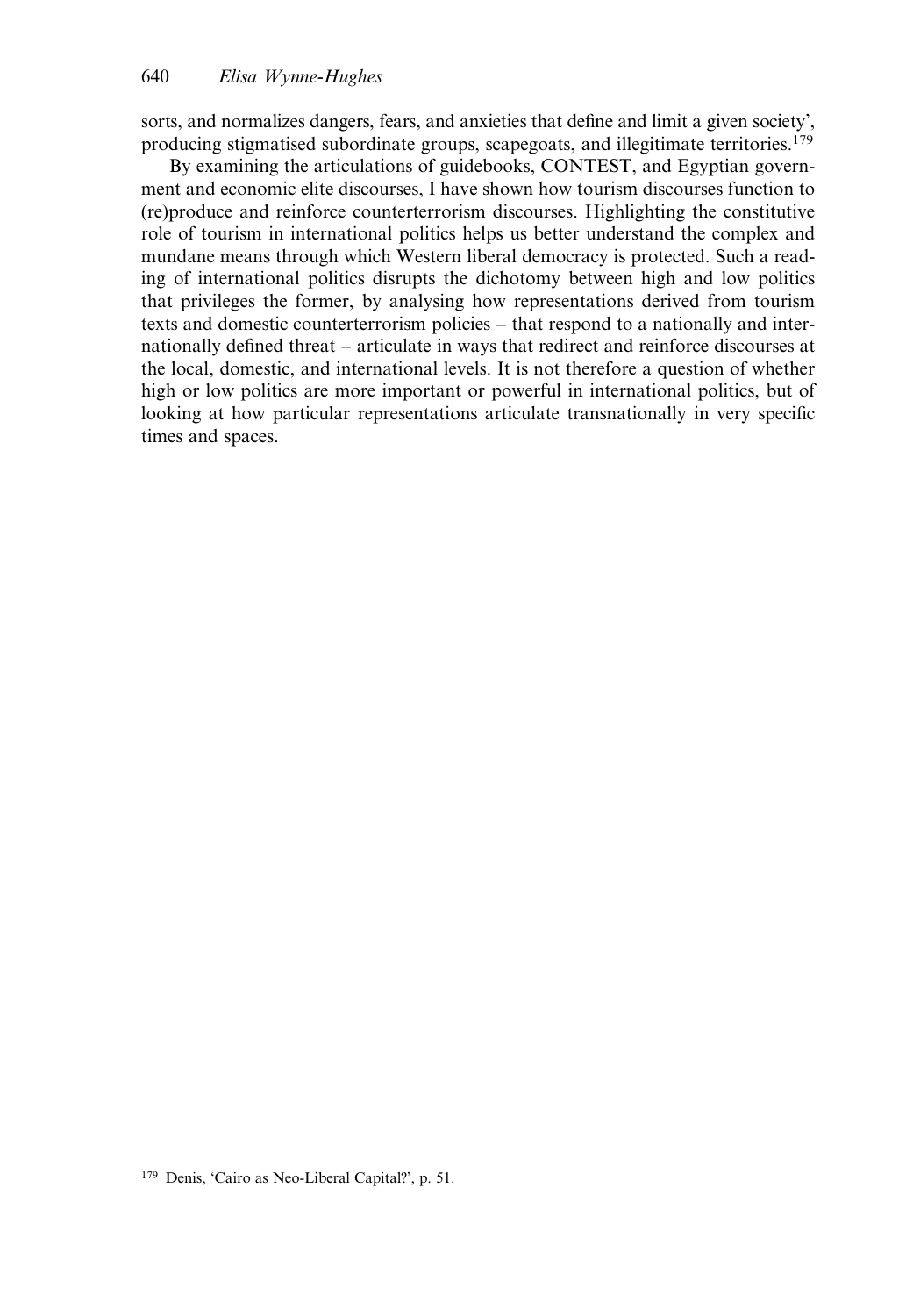sorts, and normalizes dangers, fears, and anxieties that define and limit a given society', producing stigmatised subordinate groups, scapegoats, and illegitimate territories.[179]

By examining the articulations of guidebooks, CONTEST, and Egyptian government and economic elite discourses, I have shown how tourism discourses function to (re)produce and reinforce counterterrorism discourses. Highlighting the constitutive role of tourism in international politics helps us better understand the complex and mundane means through which Western liberal democracy is protected. Such a reading of international politics disrupts the dichotomy between high and low politics that privileges the former, by analysing how representations derived from tourism texts and domestic counterterrorism policies – that respond to a nationally and internationally defined threat – articulate in ways that redirect and reinforce discourses at the local, domestic, and international levels. It is not therefore a question of whether high or low politics are more important or powerful in international politics, but of looking at how particular representations articulate transnationally in very specific times and spaces.

[179] Denis, 'Cairo as Neo-Liberal Capital?', p. 51.